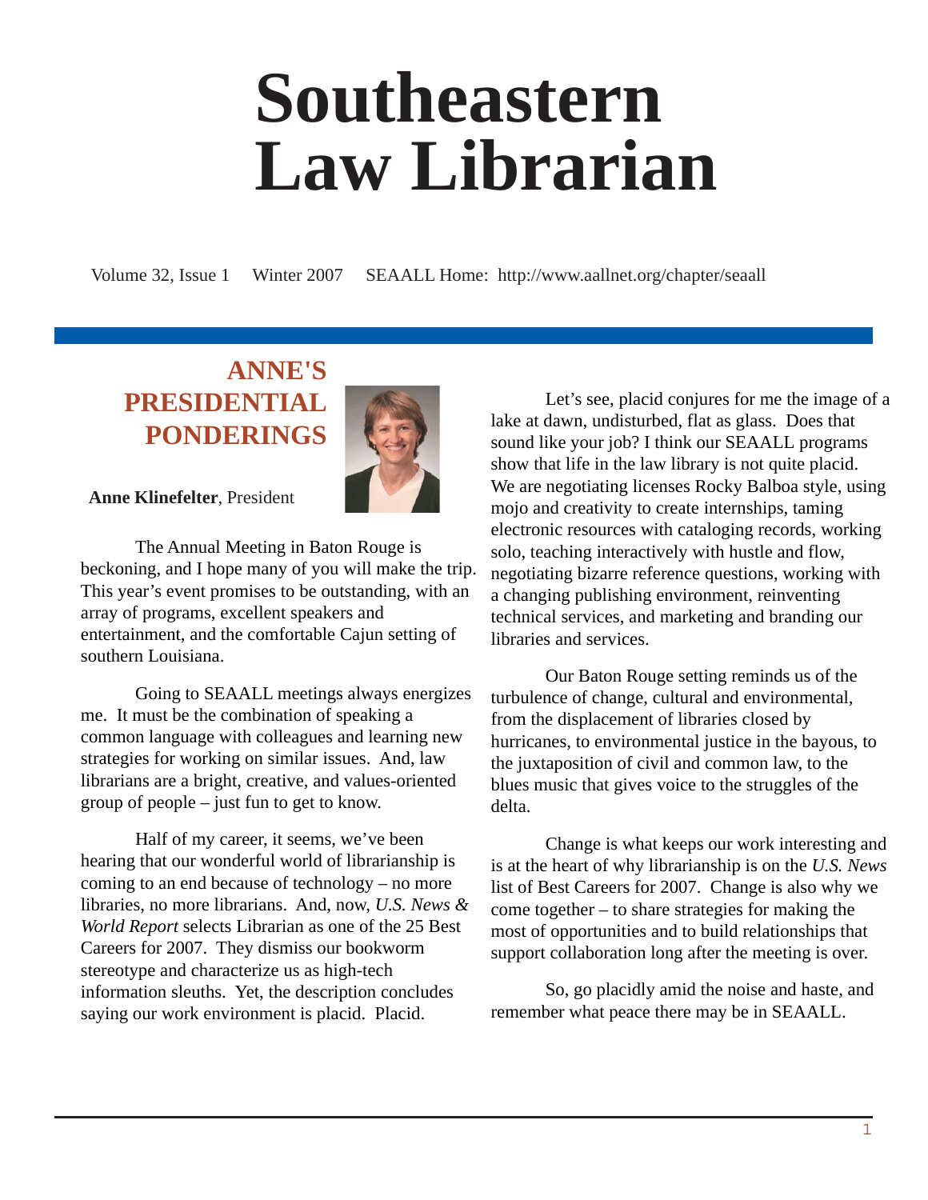# Southeastern Law Librarian

Volume 32, Issue 1 Winter 2007 SEAALL Home: http://www.aallnet.org/chapter/seaall

## ANNE'S PRESIDENTIAL PONDERINGS

**Anne Klinefelter**, President

The Annual Meeting in Baton Rouge is beckoning, and I hope many of you will make the trip. This year's event promises to be outstanding, with an array of programs, excellent speakers and entertainment, and the comfortable Cajun setting of southern Louisiana.

Going to SEAALL meetings always energizes me. It must be the combination of speaking a common language with colleagues and learning new strategies for working on similar issues. And, law librarians are a bright, creative, and values-oriented group of people – just fun to get to know.

Half of my career, it seems, we've been hearing that our wonderful world of librarianship is coming to an end because of technology – no more libraries, no more librarians. And, now, *U.S. News & World Report* selects Librarian as one of the 25 Best Careers for 2007. They dismiss our bookworm stereotype and characterize us as high-tech information sleuths. Yet, the description concludes saying our work environment is placid. Placid.

Let's see, placid conjures for me the image of a lake at dawn, undisturbed, flat as glass. Does that sound like your job? I think our SEAALL programs show that life in the law library is not quite placid. We are negotiating licenses Rocky Balboa style, using mojo and creativity to create internships, taming electronic resources with cataloging records, working solo, teaching interactively with hustle and flow, negotiating bizarre reference questions, working with a changing publishing environment, reinventing technical services, and marketing and branding our libraries and services.

Our Baton Rouge setting reminds us of the turbulence of change, cultural and environmental, from the displacement of libraries closed by hurricanes, to environmental justice in the bayous, to the juxtaposition of civil and common law, to the blues music that gives voice to the struggles of the delta.

Change is what keeps our work interesting and is at the heart of why librarianship is on the *U.S. News* list of Best Careers for 2007. Change is also why we come together – to share strategies for making the most of opportunities and to build relationships that support collaboration long after the meeting is over.

So, go placidly amid the noise and haste, and remember what peace there may be in SEAALL.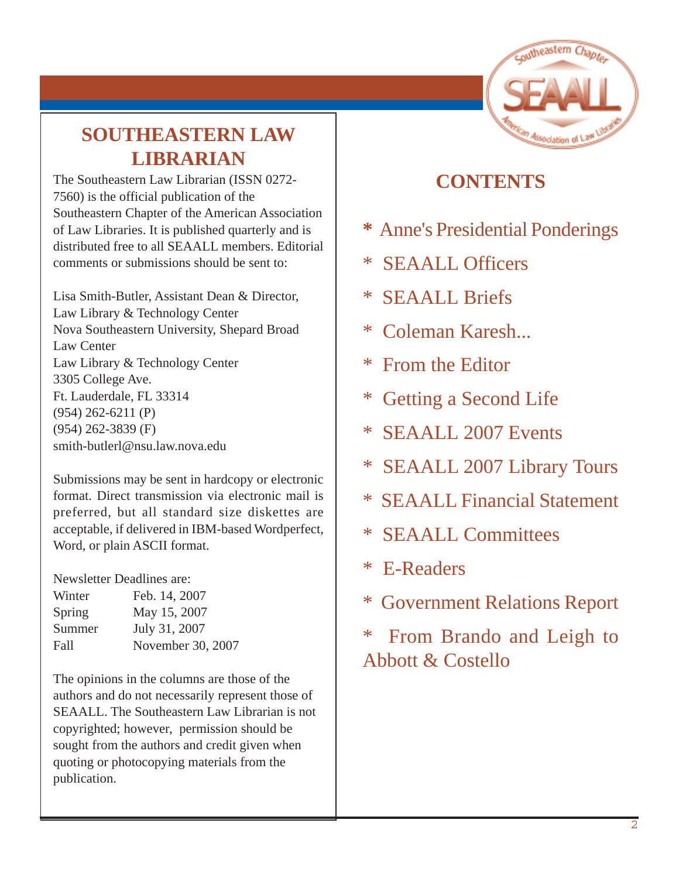## SOUTHEASTERN LAW LIBRARIAN

The Southeastern Law Librarian (ISSN 0272-7560) is the official publication of the Southeastern Chapter of the American Association of Law Libraries. It is published quarterly and is distributed free to all SEAALL members. Editorial comments or submissions should be sent to:

Lisa Smith-Butler, Assistant Dean & Director,
Law Library & Technology Center
Nova Southeastern University, Shepard Broad Law Center
Law Library & Technology Center
3305 College Ave.
Ft. Lauderdale, FL 33314
(954) 262-6211 (P)
(954) 262-3839 (F)
smith-butlerl@nsu.law.nova.edu

Submissions may be sent in hardcopy or electronic format. Direct transmission via electronic mail is preferred, but all standard size diskettes are acceptable, if delivered in IBM-based Wordperfect, Word, or plain ASCII format.

Newsletter Deadlines are:

| | |
|---|---|
| Winter | Feb. 14, 2007 |
| Spring | May 15, 2007 |
| Summer | July 31, 2007 |
| Fall | November 30, 2007 |

The opinions in the columns are those of the authors and do not necessarily represent those of SEAALL. The Southeastern Law Librarian is not copyrighted; however, permission should be sought from the authors and credit given when quoting or photocopying materials from the publication.

## CONTENTS

* Anne's Presidential Ponderings
* SEAALL Officers
* SEAALL Briefs
* Coleman Karesh...
* From the Editor
* Getting a Second Life
* SEAALL 2007 Events
* SEAALL 2007 Library Tours
* SEAALL Financial Statement
* SEAALL Committees
* E-Readers
* Government Relations Report
* From Brando and Leigh to Abbott & Costello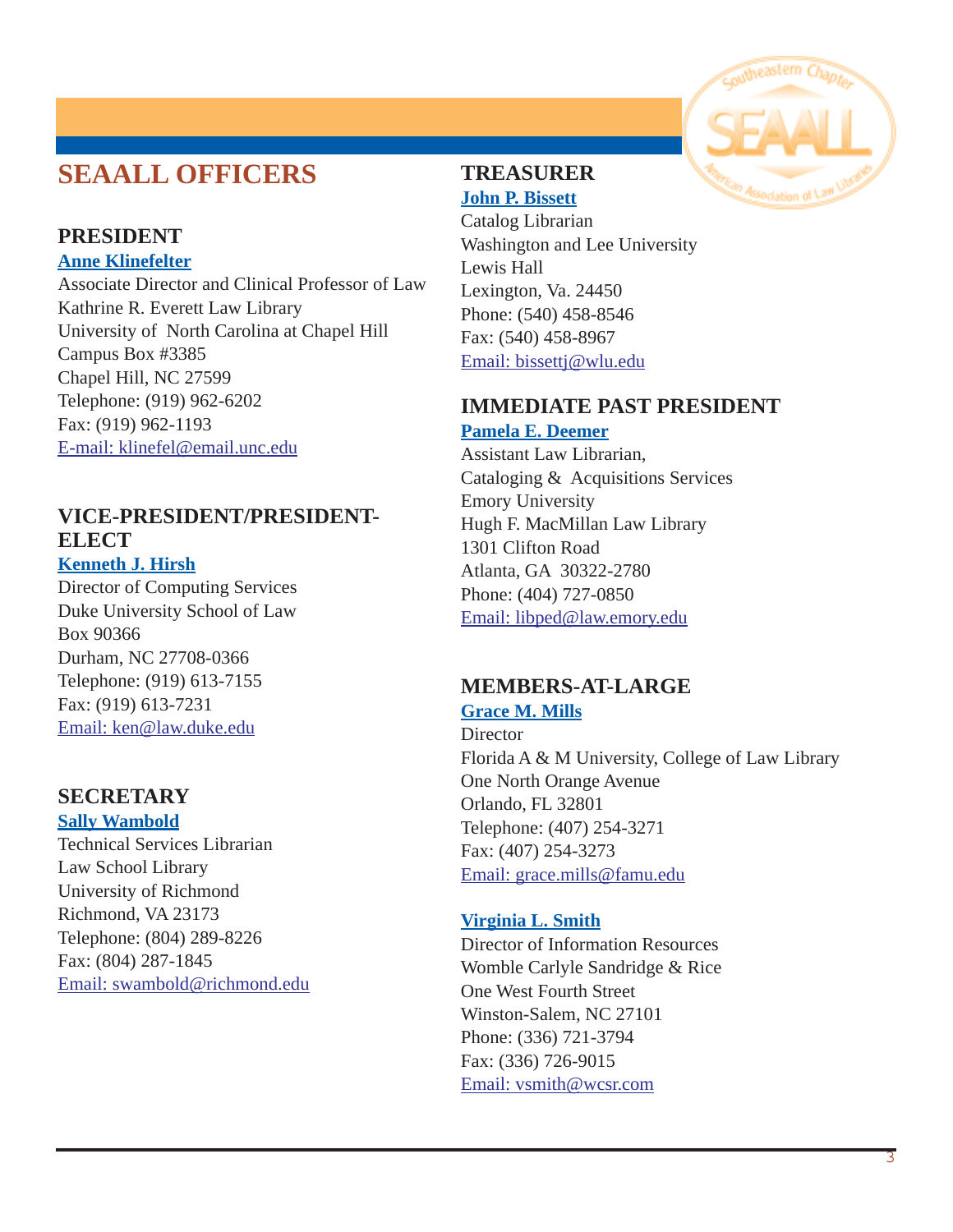# SEAALL OFFICERS

## PRESIDENT

**Anne Klinefelter**
Associate Director and Clinical Professor of Law
Kathrine R. Everett Law Library
University of North Carolina at Chapel Hill
Campus Box #3385
Chapel Hill, NC 27599
Telephone: (919) 962-6202
Fax: (919) 962-1193
E-mail: klinefel@email.unc.edu

## VICE-PRESIDENT/PRESIDENT-ELECT

**Kenneth J. Hirsh**
Director of Computing Services
Duke University School of Law
Box 90366
Durham, NC 27708-0366
Telephone: (919) 613-7155
Fax: (919) 613-7231
Email: ken@law.duke.edu

## SECRETARY

**Sally Wambold**
Technical Services Librarian
Law School Library
University of Richmond
Richmond, VA 23173
Telephone: (804) 289-8226
Fax: (804) 287-1845
Email: swambold@richmond.edu

## TREASURER

**John P. Bissett**
Catalog Librarian
Washington and Lee University
Lewis Hall
Lexington, Va. 24450
Phone: (540) 458-8546
Fax: (540) 458-8967
Email: bissettj@wlu.edu

## IMMEDIATE PAST PRESIDENT

**Pamela E. Deemer**
Assistant Law Librarian,
Cataloging & Acquisitions Services
Emory University
Hugh F. MacMillan Law Library
1301 Clifton Road
Atlanta, GA 30322-2780
Phone: (404) 727-0850
Email: libped@law.emory.edu

## MEMBERS-AT-LARGE

**Grace M. Mills**
Director
Florida A & M University, College of Law Library
One North Orange Avenue
Orlando, FL 32801
Telephone: (407) 254-3271
Fax: (407) 254-3273
Email: grace.mills@famu.edu

**Virginia L. Smith**
Director of Information Resources
Womble Carlyle Sandridge & Rice
One West Fourth Street
Winston-Salem, NC 27101
Phone: (336) 721-3794
Fax: (336) 726-9015
Email: vsmith@wcsr.com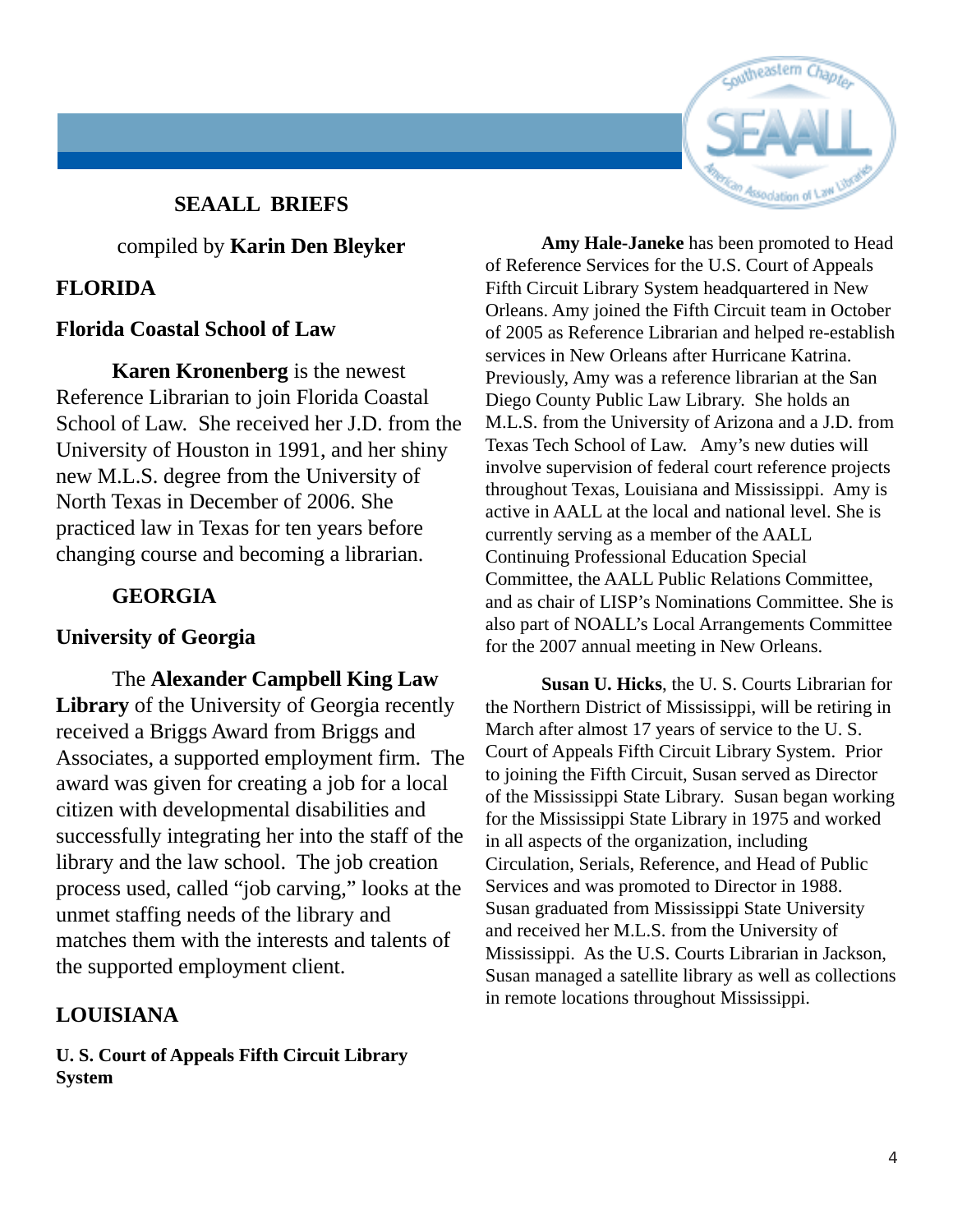## SEAALL BRIEFS

compiled by **Karin Den Bleyker**

### FLORIDA

#### Florida Coastal School of Law

**Karen Kronenberg** is the newest Reference Librarian to join Florida Coastal School of Law. She received her J.D. from the University of Houston in 1991, and her shiny new M.L.S. degree from the University of North Texas in December of 2006. She practiced law in Texas for ten years before changing course and becoming a librarian.

### GEORGIA

#### University of Georgia

The **Alexander Campbell King Law Library** of the University of Georgia recently received a Briggs Award from Briggs and Associates, a supported employment firm. The award was given for creating a job for a local citizen with developmental disabilities and successfully integrating her into the staff of the library and the law school. The job creation process used, called "job carving," looks at the unmet staffing needs of the library and matches them with the interests and talents of the supported employment client.

### LOUISIANA

#### U. S. Court of Appeals Fifth Circuit Library System

**Amy Hale-Janeke** has been promoted to Head of Reference Services for the U.S. Court of Appeals Fifth Circuit Library System headquartered in New Orleans. Amy joined the Fifth Circuit team in October of 2005 as Reference Librarian and helped re-establish services in New Orleans after Hurricane Katrina. Previously, Amy was a reference librarian at the San Diego County Public Law Library. She holds an M.L.S. from the University of Arizona and a J.D. from Texas Tech School of Law. Amy's new duties will involve supervision of federal court reference projects throughout Texas, Louisiana and Mississippi. Amy is active in AALL at the local and national level. She is currently serving as a member of the AALL Continuing Professional Education Special Committee, the AALL Public Relations Committee, and as chair of LISP's Nominations Committee. She is also part of NOALL's Local Arrangements Committee for the 2007 annual meeting in New Orleans.

**Susan U. Hicks**, the U. S. Courts Librarian for the Northern District of Mississippi, will be retiring in March after almost 17 years of service to the U. S. Court of Appeals Fifth Circuit Library System. Prior to joining the Fifth Circuit, Susan served as Director of the Mississippi State Library. Susan began working for the Mississippi State Library in 1975 and worked in all aspects of the organization, including Circulation, Serials, Reference, and Head of Public Services and was promoted to Director in 1988. Susan graduated from Mississippi State University and received her M.L.S. from the University of Mississippi. As the U.S. Courts Librarian in Jackson, Susan managed a satellite library as well as collections in remote locations throughout Mississippi.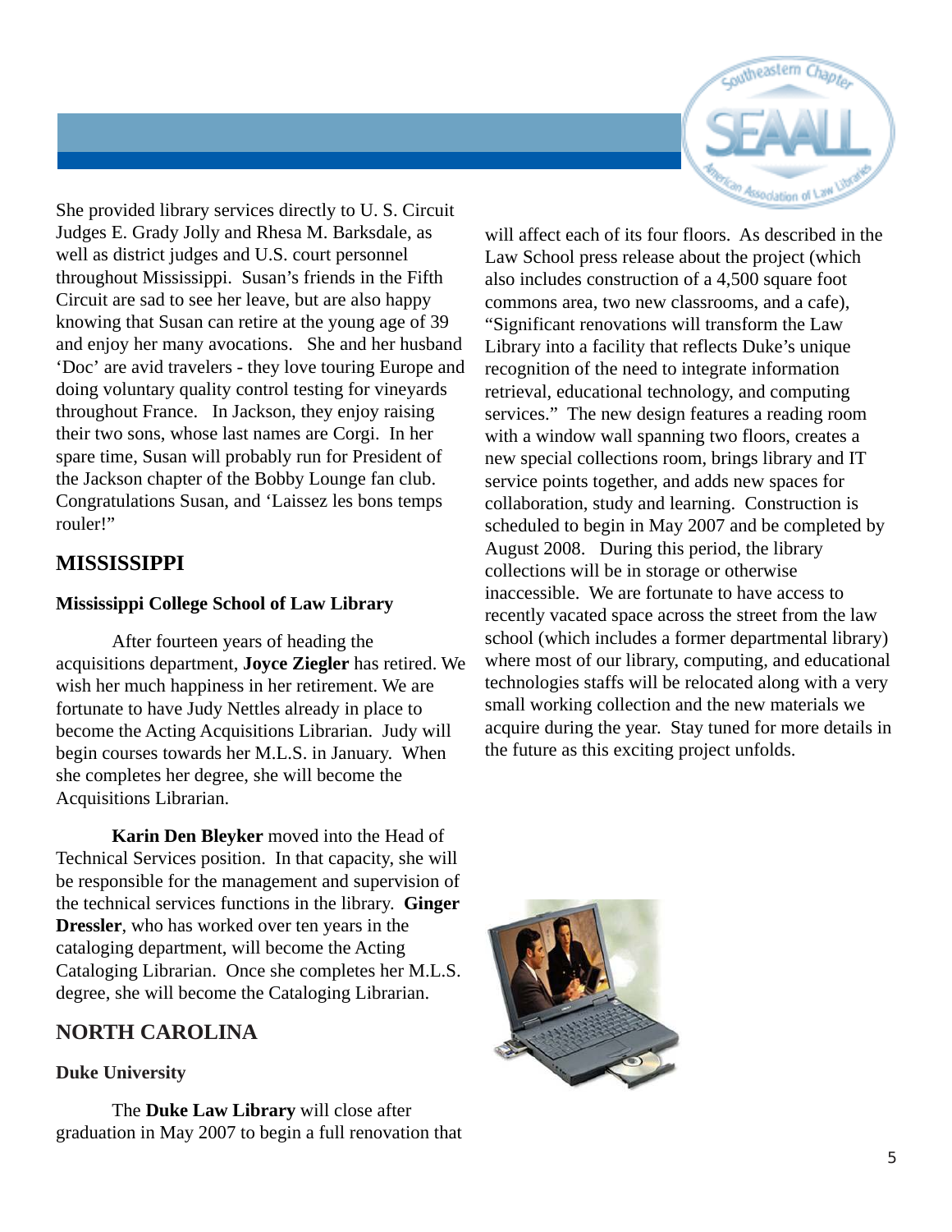She provided library services directly to U. S. Circuit Judges E. Grady Jolly and Rhesa M. Barksdale, as well as district judges and U.S. court personnel throughout Mississippi. Susan's friends in the Fifth Circuit are sad to see her leave, but are also happy knowing that Susan can retire at the young age of 39 and enjoy her many avocations. She and her husband 'Doc' are avid travelers - they love touring Europe and doing voluntary quality control testing for vineyards throughout France. In Jackson, they enjoy raising their two sons, whose last names are Corgi. In her spare time, Susan will probably run for President of the Jackson chapter of the Bobby Lounge fan club. Congratulations Susan, and 'Laissez les bons temps rouler!"

## MISSISSIPPI

### Mississippi College School of Law Library

After fourteen years of heading the acquisitions department, **Joyce Ziegler** has retired. We wish her much happiness in her retirement. We are fortunate to have Judy Nettles already in place to become the Acting Acquisitions Librarian. Judy will begin courses towards her M.L.S. in January. When she completes her degree, she will become the Acquisitions Librarian.

**Karin Den Bleyker** moved into the Head of Technical Services position. In that capacity, she will be responsible for the management and supervision of the technical services functions in the library. **Ginger Dressler**, who has worked over ten years in the cataloging department, will become the Acting Cataloging Librarian. Once she completes her M.L.S. degree, she will become the Cataloging Librarian.

## NORTH CAROLINA

### Duke University

The **Duke Law Library** will close after graduation in May 2007 to begin a full renovation that will affect each of its four floors. As described in the Law School press release about the project (which also includes construction of a 4,500 square foot commons area, two new classrooms, and a cafe), "Significant renovations will transform the Law Library into a facility that reflects Duke's unique recognition of the need to integrate information retrieval, educational technology, and computing services." The new design features a reading room with a window wall spanning two floors, creates a new special collections room, brings library and IT service points together, and adds new spaces for collaboration, study and learning. Construction is scheduled to begin in May 2007 and be completed by August 2008. During this period, the library collections will be in storage or otherwise inaccessible. We are fortunate to have access to recently vacated space across the street from the law school (which includes a former departmental library) where most of our library, computing, and educational technologies staffs will be relocated along with a very small working collection and the new materials we acquire during the year. Stay tuned for more details in the future as this exciting project unfolds.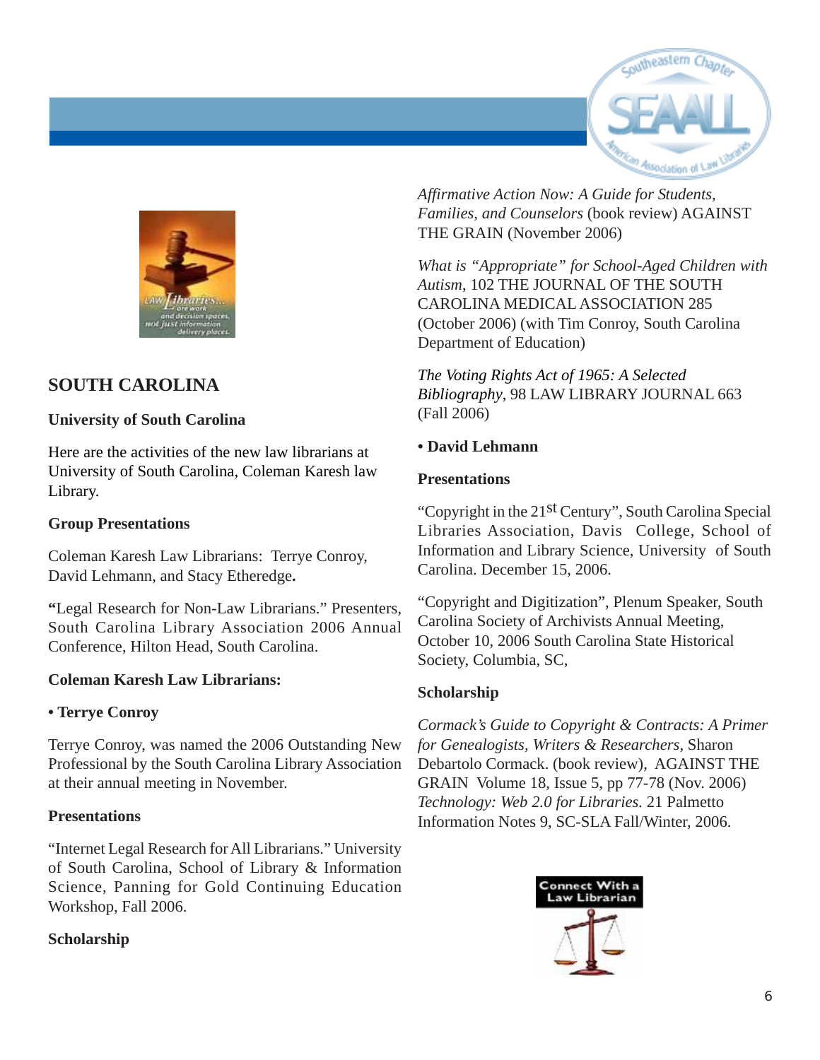## SOUTH CAROLINA

### University of South Carolina

Here are the activities of the new law librarians at University of South Carolina, Coleman Karesh law Library.

**Group Presentations**

Coleman Karesh Law Librarians: Terrye Conroy, David Lehmann, and Stacy Etheredge**.**

**"**Legal Research for Non-Law Librarians." Presenters, South Carolina Library Association 2006 Annual Conference, Hilton Head, South Carolina.

**Coleman Karesh Law Librarians:**

**• Terrye Conroy**

Terrye Conroy, was named the 2006 Outstanding New Professional by the South Carolina Library Association at their annual meeting in November.

**Presentations**

"Internet Legal Research for All Librarians." University of South Carolina, School of Library & Information Science, Panning for Gold Continuing Education Workshop, Fall 2006.

**Scholarship**

*Affirmative Action Now: A Guide for Students, Families, and Counselors* (book review) AGAINST THE GRAIN (November 2006)

*What is "Appropriate" for School-Aged Children with Autism*, 102 THE JOURNAL OF THE SOUTH CAROLINA MEDICAL ASSOCIATION 285 (October 2006) (with Tim Conroy, South Carolina Department of Education)

*The Voting Rights Act of 1965: A Selected Bibliography*, 98 LAW LIBRARY JOURNAL 663 (Fall 2006)

**• David Lehmann**

**Presentations**

"Copyright in the 21st Century", South Carolina Special Libraries Association, Davis College, School of Information and Library Science, University of South Carolina. December 15, 2006.

"Copyright and Digitization", Plenum Speaker, South Carolina Society of Archivists Annual Meeting, October 10, 2006 South Carolina State Historical Society, Columbia, SC,

**Scholarship**

*Cormack's Guide to Copyright & Contracts: A Primer for Genealogists, Writers & Researchers*, Sharon Debartolo Cormack. (book review), AGAINST THE GRAIN Volume 18, Issue 5, pp 77-78 (Nov. 2006)
*Technology: Web 2.0 for Libraries.* 21 Palmetto Information Notes 9, SC-SLA Fall/Winter, 2006.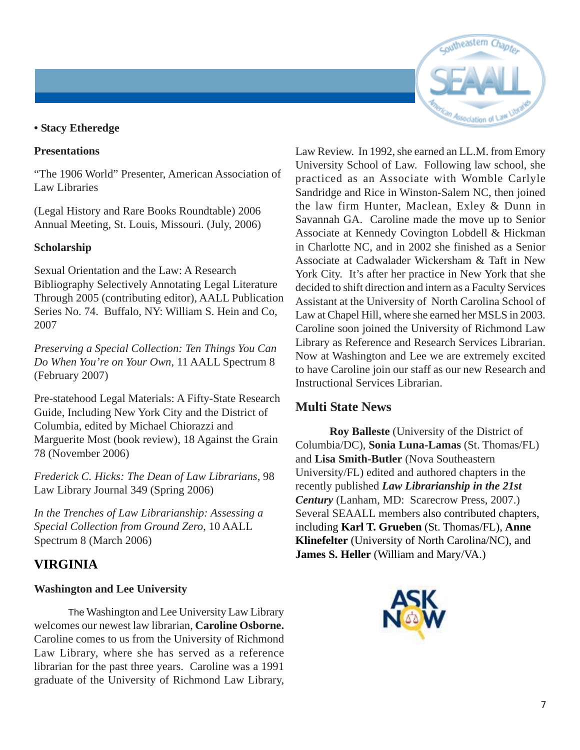• **Stacy Etheredge**

**Presentations**

"The 1906 World" Presenter, American Association of Law Libraries

(Legal History and Rare Books Roundtable) 2006 Annual Meeting, St. Louis, Missouri. (July, 2006)

**Scholarship**

Sexual Orientation and the Law: A Research Bibliography Selectively Annotating Legal Literature Through 2005 (contributing editor), AALL Publication Series No. 74. Buffalo, NY: William S. Hein and Co, 2007

*Preserving a Special Collection: Ten Things You Can Do When You're on Your Own*, 11 AALL Spectrum 8 (February 2007)

Pre-statehood Legal Materials: A Fifty-State Research Guide, Including New York City and the District of Columbia, edited by Michael Chiorazzi and Marguerite Most (book review), 18 Against the Grain 78 (November 2006)

*Frederick C. Hicks: The Dean of Law Librarians*, 98 Law Library Journal 349 (Spring 2006)

*In the Trenches of Law Librarianship: Assessing a Special Collection from Ground Zero*, 10 AALL Spectrum 8 (March 2006)

## VIRGINIA

**Washington and Lee University**

The Washington and Lee University Law Library welcomes our newest law librarian, **Caroline Osborne.** Caroline comes to us from the University of Richmond Law Library, where she has served as a reference librarian for the past three years. Caroline was a 1991 graduate of the University of Richmond Law Library, Law Review. In 1992, she earned an LL.M. from Emory University School of Law. Following law school, she practiced as an Associate with Womble Carlyle Sandridge and Rice in Winston-Salem NC, then joined the law firm Hunter, Maclean, Exley & Dunn in Savannah GA. Caroline made the move up to Senior Associate at Kennedy Covington Lobdell & Hickman in Charlotte NC, and in 2002 she finished as a Senior Associate at Cadwalader Wickersham & Taft in New York City. It's after her practice in New York that she decided to shift direction and intern as a Faculty Services Assistant at the University of North Carolina School of Law at Chapel Hill, where she earned her MSLS in 2003. Caroline soon joined the University of Richmond Law Library as Reference and Research Services Librarian. Now at Washington and Lee we are extremely excited to have Caroline join our staff as our new Research and Instructional Services Librarian.

## Multi State News

**Roy Balleste** (University of the District of Columbia/DC), **Sonia Luna-Lamas** (St. Thomas/FL) and **Lisa Smith-Butler** (Nova Southeastern University/FL) edited and authored chapters in the recently published ***Law Librarianship in the 21st Century*** (Lanham, MD: Scarecrow Press, 2007.) Several SEAALL members also contributed chapters, including **Karl T. Grueben** (St. Thomas/FL), **Anne Klinefelter** (University of North Carolina/NC), and **James S. Heller** (William and Mary/VA.)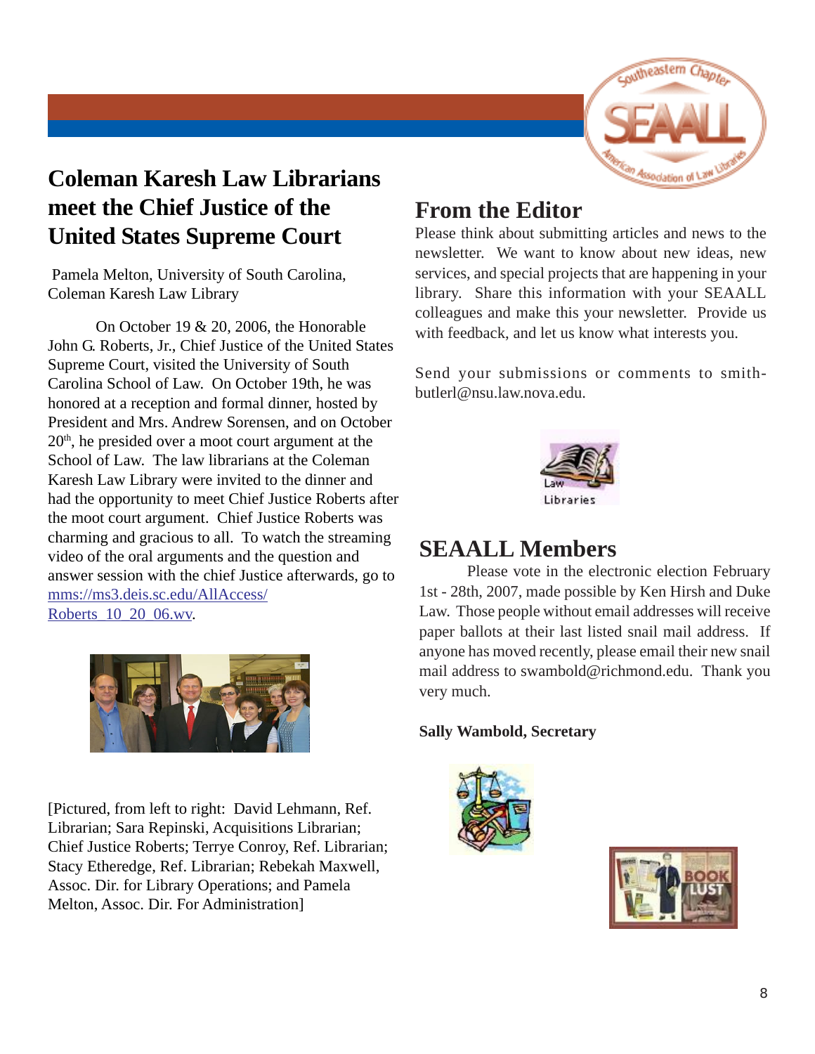# Coleman Karesh Law Librarians meet the Chief Justice of the United States Supreme Court

Pamela Melton, University of South Carolina, Coleman Karesh Law Library

On October 19 & 20, 2006, the Honorable John G. Roberts, Jr., Chief Justice of the United States Supreme Court, visited the University of South Carolina School of Law. On October 19th, he was honored at a reception and formal dinner, hosted by President and Mrs. Andrew Sorensen, and on October 20th, he presided over a moot court argument at the School of Law. The law librarians at the Coleman Karesh Law Library were invited to the dinner and had the opportunity to meet Chief Justice Roberts after the moot court argument. Chief Justice Roberts was charming and gracious to all. To watch the streaming video of the oral arguments and the question and answer session with the chief Justice afterwards, go to mms://ms3.deis.sc.edu/AllAccess/Roberts_10_20_06.wv.

[Pictured, from left to right: David Lehmann, Ref. Librarian; Sara Repinski, Acquisitions Librarian; Chief Justice Roberts; Terrye Conroy, Ref. Librarian; Stacy Etheredge, Ref. Librarian; Rebekah Maxwell, Assoc. Dir. for Library Operations; and Pamela Melton, Assoc. Dir. For Administration]

## From the Editor

Please think about submitting articles and news to the newsletter. We want to know about new ideas, new services, and special projects that are happening in your library. Share this information with your SEAALL colleagues and make this your newsletter. Provide us with feedback, and let us know what interests you.

Send your submissions or comments to smith-butlerl@nsu.law.nova.edu.

## SEAALL Members

Please vote in the electronic election February 1st - 28th, 2007, made possible by Ken Hirsh and Duke Law. Those people without email addresses will receive paper ballots at their last listed snail mail address. If anyone has moved recently, please email their new snail mail address to swambold@richmond.edu. Thank you very much.

**Sally Wambold, Secretary**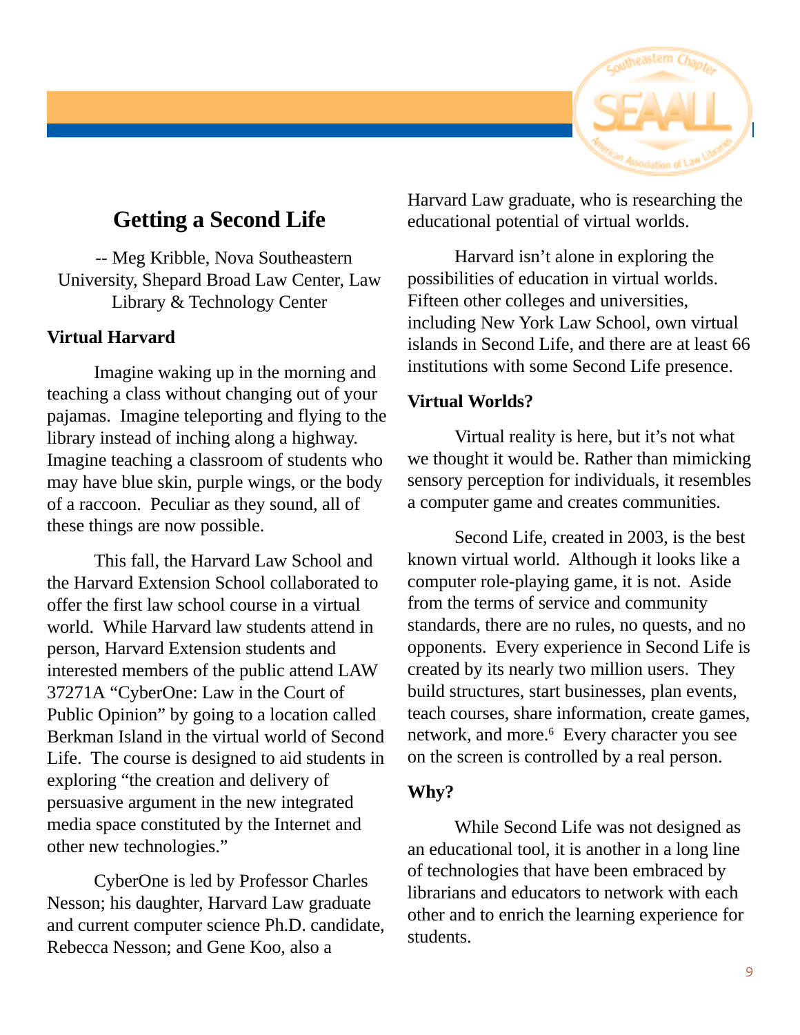## Getting a Second Life

-- Meg Kribble, Nova Southeastern University, Shepard Broad Law Center, Law Library & Technology Center

### Virtual Harvard

Imagine waking up in the morning and teaching a class without changing out of your pajamas. Imagine teleporting and flying to the library instead of inching along a highway. Imagine teaching a classroom of students who may have blue skin, purple wings, or the body of a raccoon. Peculiar as they sound, all of these things are now possible.

This fall, the Harvard Law School and the Harvard Extension School collaborated to offer the first law school course in a virtual world. While Harvard law students attend in person, Harvard Extension students and interested members of the public attend LAW 37271A "CyberOne: Law in the Court of Public Opinion" by going to a location called Berkman Island in the virtual world of Second Life. The course is designed to aid students in exploring "the creation and delivery of persuasive argument in the new integrated media space constituted by the Internet and other new technologies."

CyberOne is led by Professor Charles Nesson; his daughter, Harvard Law graduate and current computer science Ph.D. candidate, Rebecca Nesson; and Gene Koo, also a Harvard Law graduate, who is researching the educational potential of virtual worlds.

Harvard isn't alone in exploring the possibilities of education in virtual worlds. Fifteen other colleges and universities, including New York Law School, own virtual islands in Second Life, and there are at least 66 institutions with some Second Life presence.

### Virtual Worlds?

Virtual reality is here, but it's not what we thought it would be. Rather than mimicking sensory perception for individuals, it resembles a computer game and creates communities.

Second Life, created in 2003, is the best known virtual world. Although it looks like a computer role-playing game, it is not. Aside from the terms of service and community standards, there are no rules, no quests, and no opponents. Every experience in Second Life is created by its nearly two million users. They build structures, start businesses, plan events, teach courses, share information, create games, network, and more.[6] Every character you see on the screen is controlled by a real person.

### Why?

While Second Life was not designed as an educational tool, it is another in a long line of technologies that have been embraced by librarians and educators to network with each other and to enrich the learning experience for students.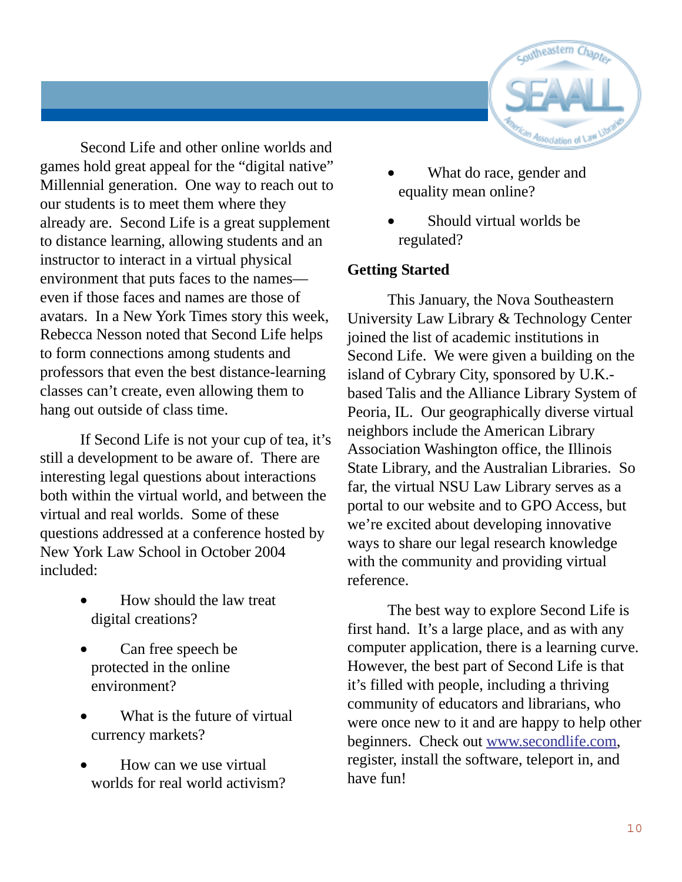Second Life and other online worlds and games hold great appeal for the "digital native" Millennial generation. One way to reach out to our students is to meet them where they already are. Second Life is a great supplement to distance learning, allowing students and an instructor to interact in a virtual physical environment that puts faces to the names—even if those faces and names are those of avatars. In a New York Times story this week, Rebecca Nesson noted that Second Life helps to form connections among students and professors that even the best distance-learning classes can't create, even allowing them to hang out outside of class time.

If Second Life is not your cup of tea, it's still a development to be aware of. There are interesting legal questions about interactions both within the virtual world, and between the virtual and real worlds. Some of these questions addressed at a conference hosted by New York Law School in October 2004 included:

- How should the law treat digital creations?
- Can free speech be protected in the online environment?
- What is the future of virtual currency markets?
- How can we use virtual worlds for real world activism?
- What do race, gender and equality mean online?
- Should virtual worlds be regulated?

**Getting Started**

This January, the Nova Southeastern University Law Library & Technology Center joined the list of academic institutions in Second Life. We were given a building on the island of Cybrary City, sponsored by U.K.-based Talis and the Alliance Library System of Peoria, IL. Our geographically diverse virtual neighbors include the American Library Association Washington office, the Illinois State Library, and the Australian Libraries. So far, the virtual NSU Law Library serves as a portal to our website and to GPO Access, but we're excited about developing innovative ways to share our legal research knowledge with the community and providing virtual reference.

The best way to explore Second Life is first hand. It's a large place, and as with any computer application, there is a learning curve. However, the best part of Second Life is that it's filled with people, including a thriving community of educators and librarians, who were once new to it and are happy to help other beginners. Check out [www.secondlife.com](http://www.secondlife.com), register, install the software, teleport in, and have fun!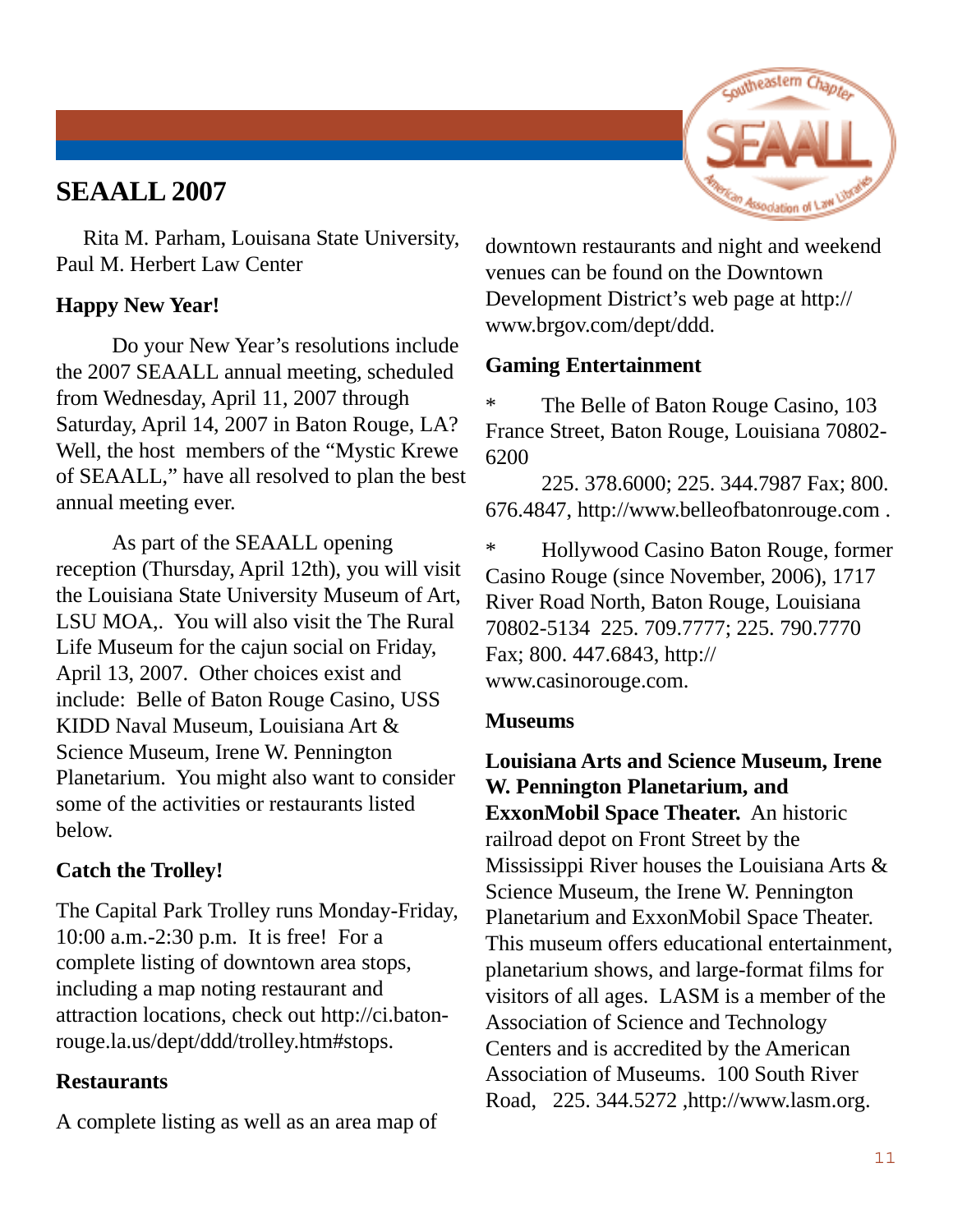## SEAALL 2007

Rita M. Parham, Louisana State University, Paul M. Herbert Law Center

**Happy New Year!**

Do your New Year's resolutions include the 2007 SEAALL annual meeting, scheduled from Wednesday, April 11, 2007 through Saturday, April 14, 2007 in Baton Rouge, LA? Well, the host members of the "Mystic Krewe of SEAALL," have all resolved to plan the best annual meeting ever.

As part of the SEAALL opening reception (Thursday, April 12th), you will visit the Louisiana State University Museum of Art, LSU MOA,. You will also visit the The Rural Life Museum for the cajun social on Friday, April 13, 2007. Other choices exist and include: Belle of Baton Rouge Casino, USS KIDD Naval Museum, Louisiana Art & Science Museum, Irene W. Pennington Planetarium. You might also want to consider some of the activities or restaurants listed below.

**Catch the Trolley!**

The Capital Park Trolley runs Monday-Friday, 10:00 a.m.-2:30 p.m. It is free! For a complete listing of downtown area stops, including a map noting restaurant and attraction locations, check out http://ci.baton-rouge.la.us/dept/ddd/trolley.htm#stops.

**Restaurants**

A complete listing as well as an area map of downtown restaurants and night and weekend venues can be found on the Downtown Development District's web page at http://www.brgov.com/dept/ddd.

**Gaming Entertainment**

* The Belle of Baton Rouge Casino, 103 France Street, Baton Rouge, Louisiana 70802-6200
 225. 378.6000; 225. 344.7987 Fax; 800. 676.4847, http://www.belleofbatonrouge.com .

* Hollywood Casino Baton Rouge, former Casino Rouge (since November, 2006), 1717 River Road North, Baton Rouge, Louisiana 70802-5134 225. 709.7777; 225. 790.7770 Fax; 800. 447.6843, http://www.casinorouge.com.

**Museums**

**Louisiana Arts and Science Museum, Irene W. Pennington Planetarium, and ExxonMobil Space Theater.** An historic railroad depot on Front Street by the Mississippi River houses the Louisiana Arts & Science Museum, the Irene W. Pennington Planetarium and ExxonMobil Space Theater. This museum offers educational entertainment, planetarium shows, and large-format films for visitors of all ages. LASM is a member of the Association of Science and Technology Centers and is accredited by the American Association of Museums. 100 South River Road, 225. 344.5272 ,http://www.lasm.org.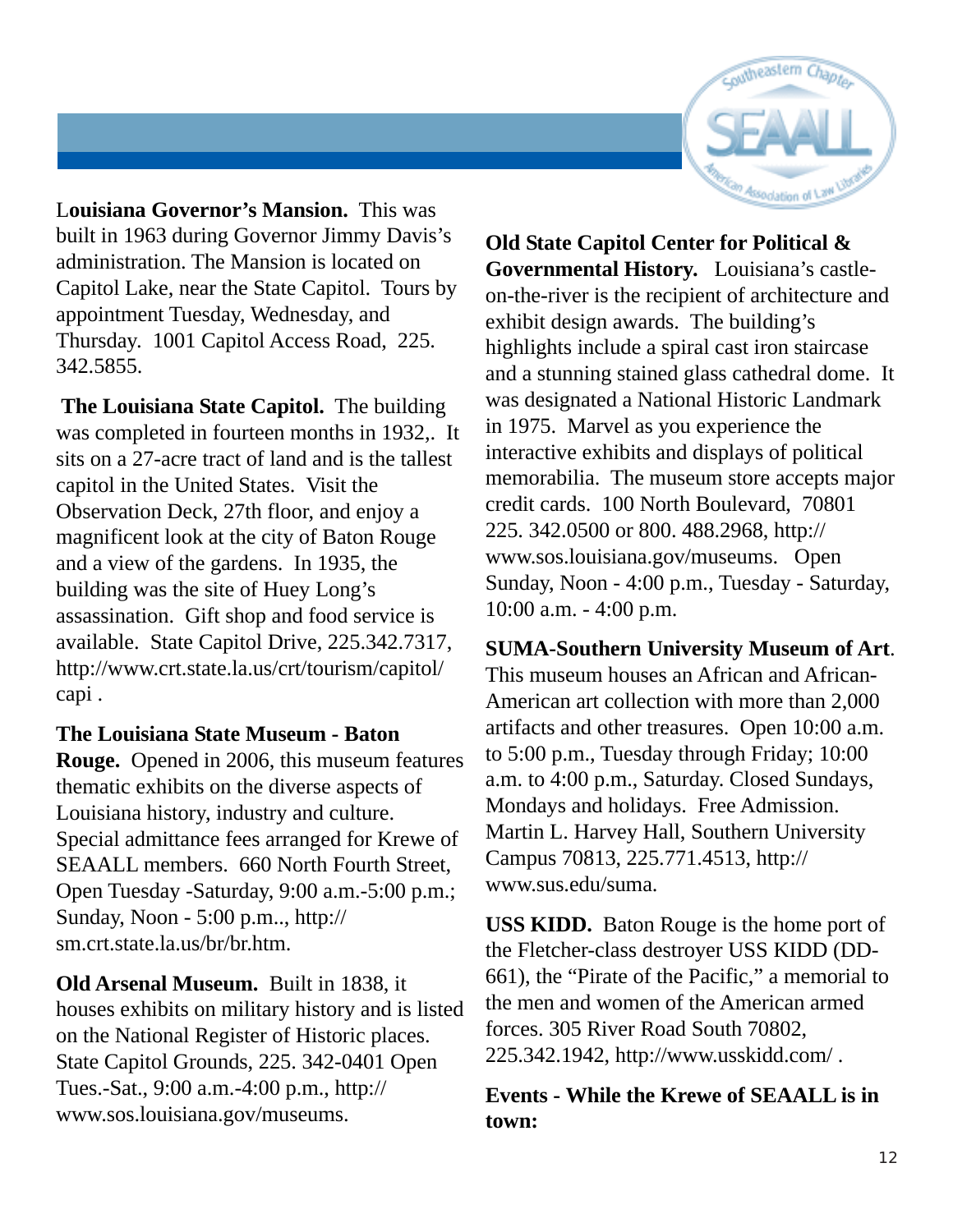**Louisiana Governor's Mansion.** This was built in 1963 during Governor Jimmy Davis's administration. The Mansion is located on Capitol Lake, near the State Capitol. Tours by appointment Tuesday, Wednesday, and Thursday. 1001 Capitol Access Road, 225. 342.5855.

**The Louisiana State Capitol.** The building was completed in fourteen months in 1932,. It sits on a 27-acre tract of land and is the tallest capitol in the United States. Visit the Observation Deck, 27th floor, and enjoy a magnificent look at the city of Baton Rouge and a view of the gardens. In 1935, the building was the site of Huey Long's assassination. Gift shop and food service is available. State Capitol Drive, 225.342.7317, http://www.crt.state.la.us/crt/tourism/capitol/capi .

**The Louisiana State Museum - Baton Rouge.** Opened in 2006, this museum features thematic exhibits on the diverse aspects of Louisiana history, industry and culture. Special admittance fees arranged for Krewe of SEAALL members. 660 North Fourth Street, Open Tuesday -Saturday, 9:00 a.m.-5:00 p.m.; Sunday, Noon - 5:00 p.m.., http://sm.crt.state.la.us/br/br.htm.

**Old Arsenal Museum.** Built in 1838, it houses exhibits on military history and is listed on the National Register of Historic places. State Capitol Grounds, 225. 342-0401 Open Tues.-Sat., 9:00 a.m.-4:00 p.m., http://www.sos.louisiana.gov/museums.

**Old State Capitol Center for Political & Governmental History.** Louisiana's castle-on-the-river is the recipient of architecture and exhibit design awards. The building's highlights include a spiral cast iron staircase and a stunning stained glass cathedral dome. It was designated a National Historic Landmark in 1975. Marvel as you experience the interactive exhibits and displays of political memorabilia. The museum store accepts major credit cards. 100 North Boulevard, 70801 225. 342.0500 or 800. 488.2968, http://www.sos.louisiana.gov/museums. Open Sunday, Noon - 4:00 p.m., Tuesday - Saturday, 10:00 a.m. - 4:00 p.m.

**SUMA-Southern University Museum of Art**. This museum houses an African and African-American art collection with more than 2,000 artifacts and other treasures. Open 10:00 a.m. to 5:00 p.m., Tuesday through Friday; 10:00 a.m. to 4:00 p.m., Saturday. Closed Sundays, Mondays and holidays. Free Admission. Martin L. Harvey Hall, Southern University Campus 70813, 225.771.4513, http://www.sus.edu/suma.

**USS KIDD.** Baton Rouge is the home port of the Fletcher-class destroyer USS KIDD (DD-661), the "Pirate of the Pacific," a memorial to the men and women of the American armed forces. 305 River Road South 70802, 225.342.1942, http://www.usskidd.com/ .

**Events - While the Krewe of SEAALL is in town:**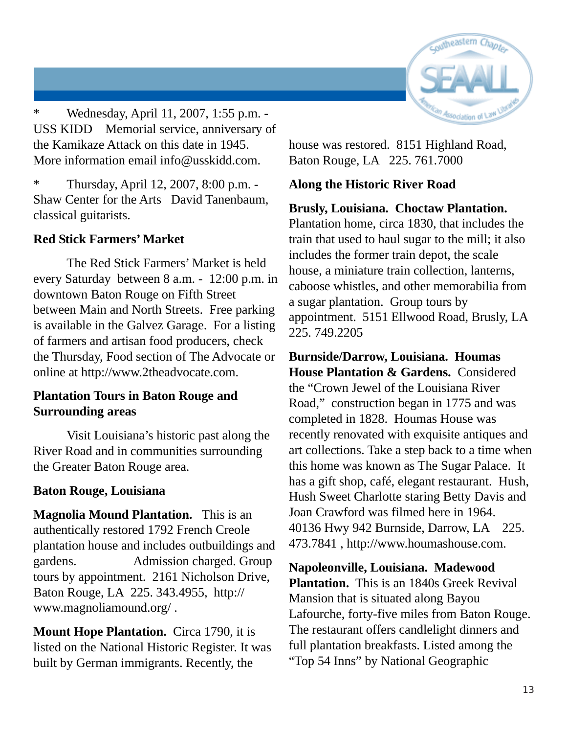\* Wednesday, April 11, 2007, 1:55 p.m. - USS KIDD Memorial service, anniversary of the Kamikaze Attack on this date in 1945. More information email info@usskidd.com.

\* Thursday, April 12, 2007, 8:00 p.m. - Shaw Center for the Arts David Tanenbaum, classical guitarists.

**Red Stick Farmers' Market**

The Red Stick Farmers' Market is held every Saturday between 8 a.m. - 12:00 p.m. in downtown Baton Rouge on Fifth Street between Main and North Streets. Free parking is available in the Galvez Garage. For a listing of farmers and artisan food producers, check the Thursday, Food section of The Advocate or online at http://www.2theadvocate.com.

**Plantation Tours in Baton Rouge and Surrounding areas**

Visit Louisiana's historic past along the River Road and in communities surrounding the Greater Baton Rouge area.

**Baton Rouge, Louisiana**

**Magnolia Mound Plantation.** This is an authentically restored 1792 French Creole plantation house and includes outbuildings and gardens. Admission charged. Group tours by appointment. 2161 Nicholson Drive, Baton Rouge, LA 225. 343.4955, http://www.magnoliamound.org/ .

**Mount Hope Plantation.** Circa 1790, it is listed on the National Historic Register. It was built by German immigrants. Recently, the house was restored. 8151 Highland Road, Baton Rouge, LA 225. 761.7000

**Along the Historic River Road**

**Brusly, Louisiana. Choctaw Plantation.** Plantation home, circa 1830, that includes the train that used to haul sugar to the mill; it also includes the former train depot, the scale house, a miniature train collection, lanterns, caboose whistles, and other memorabilia from a sugar plantation. Group tours by appointment. 5151 Ellwood Road, Brusly, LA 225. 749.2205

**Burnside/Darrow, Louisiana. Houmas House Plantation & Gardens.** Considered the "Crown Jewel of the Louisiana River Road," construction began in 1775 and was completed in 1828. Houmas House was recently renovated with exquisite antiques and art collections. Take a step back to a time when this home was known as The Sugar Palace. It has a gift shop, café, elegant restaurant. Hush, Hush Sweet Charlotte staring Betty Davis and Joan Crawford was filmed here in 1964. 40136 Hwy 942 Burnside, Darrow, LA 225. 473.7841 , http://www.houmashouse.com.

**Napoleonville, Louisiana. Madewood Plantation.** This is an 1840s Greek Revival Mansion that is situated along Bayou Lafourche, forty-five miles from Baton Rouge. The restaurant offers candlelight dinners and full plantation breakfasts. Listed among the "Top 54 Inns" by National Geographic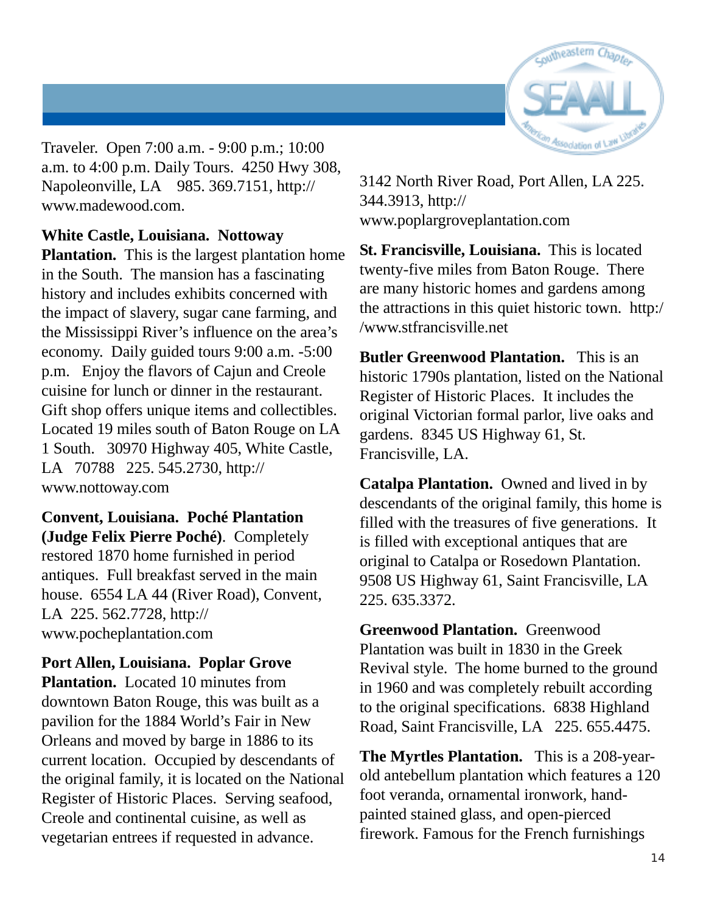Traveler. Open 7:00 a.m. - 9:00 p.m.; 10:00 a.m. to 4:00 p.m. Daily Tours. 4250 Hwy 308, Napoleonville, LA 985. 369.7151, http://www.madewood.com.

**White Castle, Louisiana. Nottoway Plantation.** This is the largest plantation home in the South. The mansion has a fascinating history and includes exhibits concerned with the impact of slavery, sugar cane farming, and the Mississippi River's influence on the area's economy. Daily guided tours 9:00 a.m. -5:00 p.m. Enjoy the flavors of Cajun and Creole cuisine for lunch or dinner in the restaurant. Gift shop offers unique items and collectibles. Located 19 miles south of Baton Rouge on LA 1 South. 30970 Highway 405, White Castle, LA 70788 225. 545.2730, http://www.nottoway.com

**Convent, Louisiana. Poché Plantation (Judge Felix Pierre Poché)**. Completely restored 1870 home furnished in period antiques. Full breakfast served in the main house. 6554 LA 44 (River Road), Convent, LA 225. 562.7728, http://www.pocheplantation.com

**Port Allen, Louisiana. Poplar Grove Plantation.** Located 10 minutes from downtown Baton Rouge, this was built as a pavilion for the 1884 World's Fair in New Orleans and moved by barge in 1886 to its current location. Occupied by descendants of the original family, it is located on the National Register of Historic Places. Serving seafood, Creole and continental cuisine, as well as vegetarian entrees if requested in advance. 3142 North River Road, Port Allen, LA 225. 344.3913, http://www.poplargroveplantation.com

**St. Francisville, Louisiana.** This is located twenty-five miles from Baton Rouge. There are many historic homes and gardens among the attractions in this quiet historic town. http://www.stfrancisville.net

**Butler Greenwood Plantation.** This is an historic 1790s plantation, listed on the National Register of Historic Places. It includes the original Victorian formal parlor, live oaks and gardens. 8345 US Highway 61, St. Francisville, LA.

**Catalpa Plantation.** Owned and lived in by descendants of the original family, this home is filled with the treasures of five generations. It is filled with exceptional antiques that are original to Catalpa or Rosedown Plantation. 9508 US Highway 61, Saint Francisville, LA 225. 635.3372.

**Greenwood Plantation.** Greenwood Plantation was built in 1830 in the Greek Revival style. The home burned to the ground in 1960 and was completely rebuilt according to the original specifications. 6838 Highland Road, Saint Francisville, LA 225. 655.4475.

**The Myrtles Plantation.** This is a 208-year-old antebellum plantation which features a 120 foot veranda, ornamental ironwork, hand-painted stained glass, and open-pierced firework. Famous for the French furnishings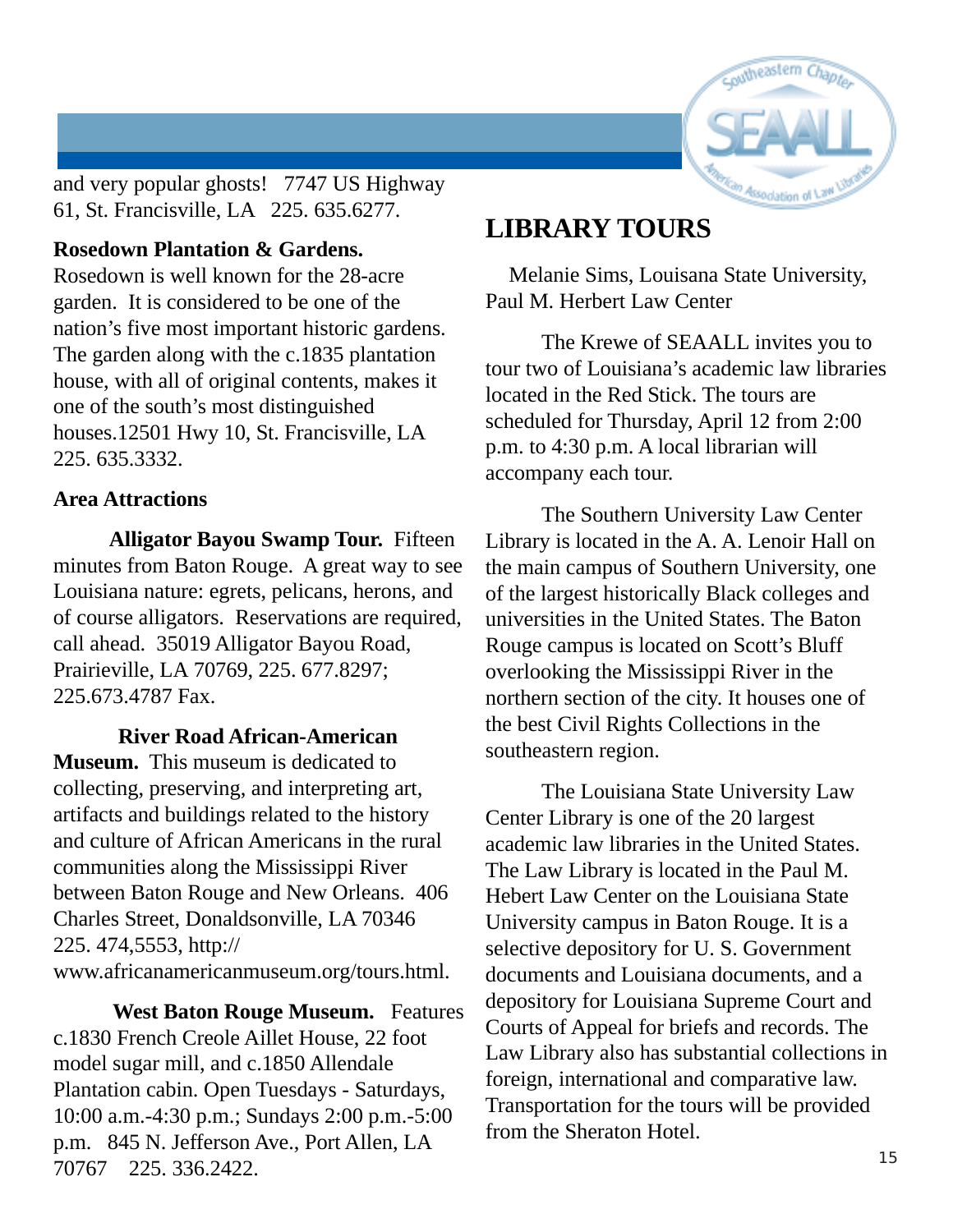and very popular ghosts! 7747 US Highway 61, St. Francisville, LA 225. 635.6277.

**Rosedown Plantation & Gardens.** Rosedown is well known for the 28-acre garden. It is considered to be one of the nation's five most important historic gardens. The garden along with the c.1835 plantation house, with all of original contents, makes it one of the south's most distinguished houses.12501 Hwy 10, St. Francisville, LA 225. 635.3332.

**Area Attractions**

**Alligator Bayou Swamp Tour.** Fifteen minutes from Baton Rouge. A great way to see Louisiana nature: egrets, pelicans, herons, and of course alligators. Reservations are required, call ahead. 35019 Alligator Bayou Road, Prairieville, LA 70769, 225. 677.8297; 225.673.4787 Fax.

**River Road African-American Museum.** This museum is dedicated to collecting, preserving, and interpreting art, artifacts and buildings related to the history and culture of African Americans in the rural communities along the Mississippi River between Baton Rouge and New Orleans. 406 Charles Street, Donaldsonville, LA 70346 225. 474,5553, http://www.africanamericanmuseum.org/tours.html.

**West Baton Rouge Museum.** Features c.1830 French Creole Aillet House, 22 foot model sugar mill, and c.1850 Allendale Plantation cabin. Open Tuesdays - Saturdays, 10:00 a.m.-4:30 p.m.; Sundays 2:00 p.m.-5:00 p.m. 845 N. Jefferson Ave., Port Allen, LA 70767 225. 336.2422.

## LIBRARY TOURS

Melanie Sims, Louisana State University, Paul M. Herbert Law Center

The Krewe of SEAALL invites you to tour two of Louisiana's academic law libraries located in the Red Stick. The tours are scheduled for Thursday, April 12 from 2:00 p.m. to 4:30 p.m. A local librarian will accompany each tour.

The Southern University Law Center Library is located in the A. A. Lenoir Hall on the main campus of Southern University, one of the largest historically Black colleges and universities in the United States. The Baton Rouge campus is located on Scott's Bluff overlooking the Mississippi River in the northern section of the city. It houses one of the best Civil Rights Collections in the southeastern region.

The Louisiana State University Law Center Library is one of the 20 largest academic law libraries in the United States. The Law Library is located in the Paul M. Hebert Law Center on the Louisiana State University campus in Baton Rouge. It is a selective depository for U. S. Government documents and Louisiana documents, and a depository for Louisiana Supreme Court and Courts of Appeal for briefs and records. The Law Library also has substantial collections in foreign, international and comparative law. Transportation for the tours will be provided from the Sheraton Hotel.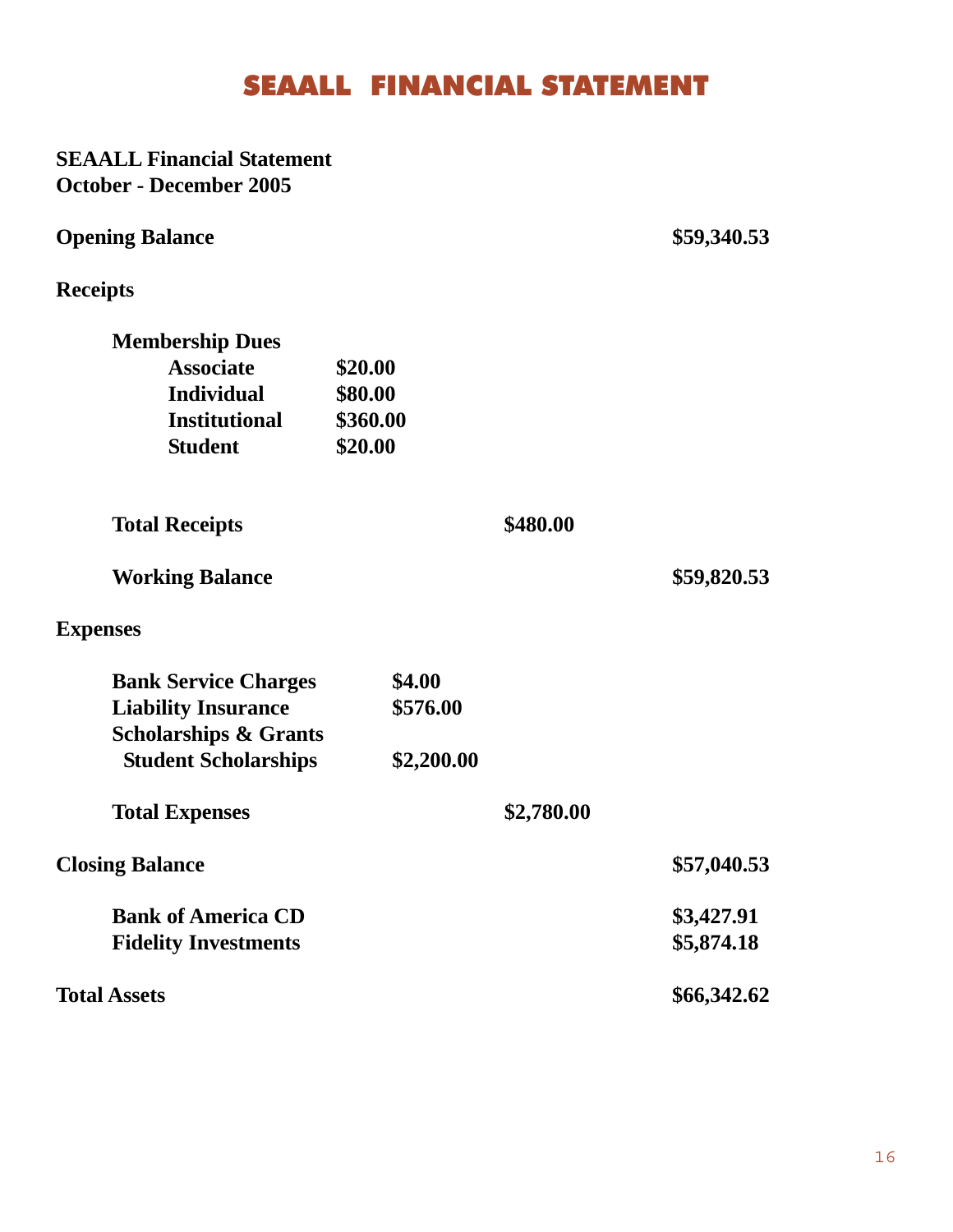# SEAALL FINANCIAL STATEMENT

**SEAALL Financial Statement**
**October - December 2005**

| | | | |
|---|---|---|---|
| **Opening Balance** | | | **$59,340.53** |
| **Receipts** | | | |
| **Membership Dues** | | | |
| **Associate** | **$20.00** | | |
| **Individual** | **$80.00** | | |
| **Institutional** | **$360.00** | | |
| **Student** | **$20.00** | | |
| **Total Receipts** | | **$480.00** | |
| **Working Balance** | | | **$59,820.53** |
| **Expenses** | | | |
| **Bank Service Charges** | **$4.00** | | |
| **Liability Insurance** | **$576.00** | | |
| **Scholarships & Grants** | | | |
| **Student Scholarships** | **$2,200.00** | | |
| **Total Expenses** | | **$2,780.00** | |
| **Closing Balance** | | | **$57,040.53** |
| **Bank of America CD** | | | **$3,427.91** |
| **Fidelity Investments** | | | **$5,874.18** |
| **Total Assets** | | | **$66,342.62** |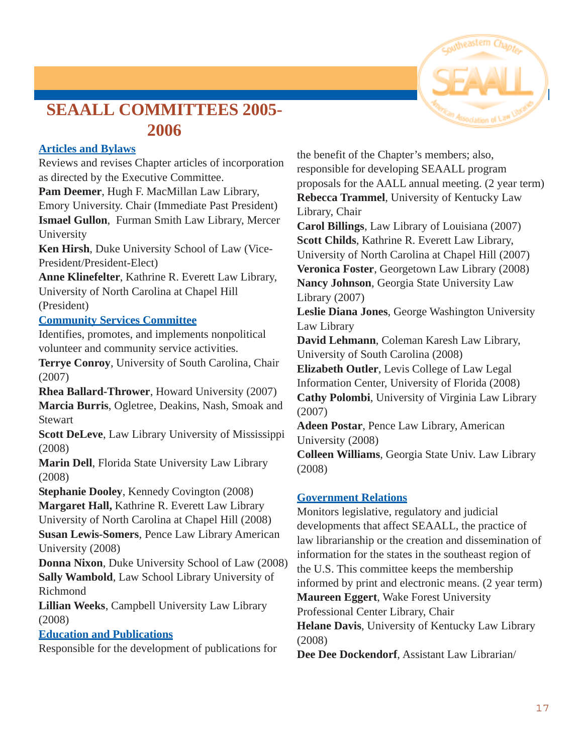# SEAALL COMMITTEES 2005-2006

## Articles and Bylaws

Reviews and revises Chapter articles of incorporation as directed by the Executive Committee.

**Pam Deemer**, Hugh F. MacMillan Law Library, Emory University. Chair (Immediate Past President)
**Ismael Gullon**, Furman Smith Law Library, Mercer University
**Ken Hirsh**, Duke University School of Law (Vice-President/President-Elect)
**Anne Klinefelter**, Kathrine R. Everett Law Library, University of North Carolina at Chapel Hill (President)

## Community Services Committee

Identifies, promotes, and implements nonpolitical volunteer and community service activities.

**Terrye Conroy**, University of South Carolina, Chair (2007)
**Rhea Ballard-Thrower**, Howard University (2007)
**Marcia Burris**, Ogletree, Deakins, Nash, Smoak and Stewart
**Scott DeLeve**, Law Library University of Mississippi (2008)
**Marin Dell**, Florida State University Law Library (2008)
**Stephanie Dooley**, Kennedy Covington (2008)
**Margaret Hall,** Kathrine R. Everett Law Library University of North Carolina at Chapel Hill (2008)
**Susan Lewis-Somers**, Pence Law Library American University (2008)
**Donna Nixon**, Duke University School of Law (2008)
**Sally Wambold**, Law School Library University of Richmond
**Lillian Weeks**, Campbell University Law Library (2008)

## Education and Publications

Responsible for the development of publications for the benefit of the Chapter's members; also, responsible for developing SEAALL program proposals for the AALL annual meeting. (2 year term)

**Rebecca Trammel**, University of Kentucky Law Library, Chair
**Carol Billings**, Law Library of Louisiana (2007)
**Scott Childs**, Kathrine R. Everett Law Library, University of North Carolina at Chapel Hill (2007)
**Veronica Foster**, Georgetown Law Library (2008)
**Nancy Johnson**, Georgia State University Law Library (2007)
**Leslie Diana Jones**, George Washington University Law Library
**David Lehmann**, Coleman Karesh Law Library, University of South Carolina (2008)
**Elizabeth Outler**, Levis College of Law Legal Information Center, University of Florida (2008)
**Cathy Polombi**, University of Virginia Law Library (2007)
**Adeen Postar**, Pence Law Library, American University (2008)
**Colleen Williams**, Georgia State Univ. Law Library (2008)

## Government Relations

Monitors legislative, regulatory and judicial developments that affect SEAALL, the practice of law librarianship or the creation and dissemination of information for the states in the southeast region of the U.S. This committee keeps the membership informed by print and electronic means. (2 year term)

**Maureen Eggert**, Wake Forest University Professional Center Library, Chair
**Helane Davis**, University of Kentucky Law Library (2008)
**Dee Dee Dockendorf**, Assistant Law Librarian/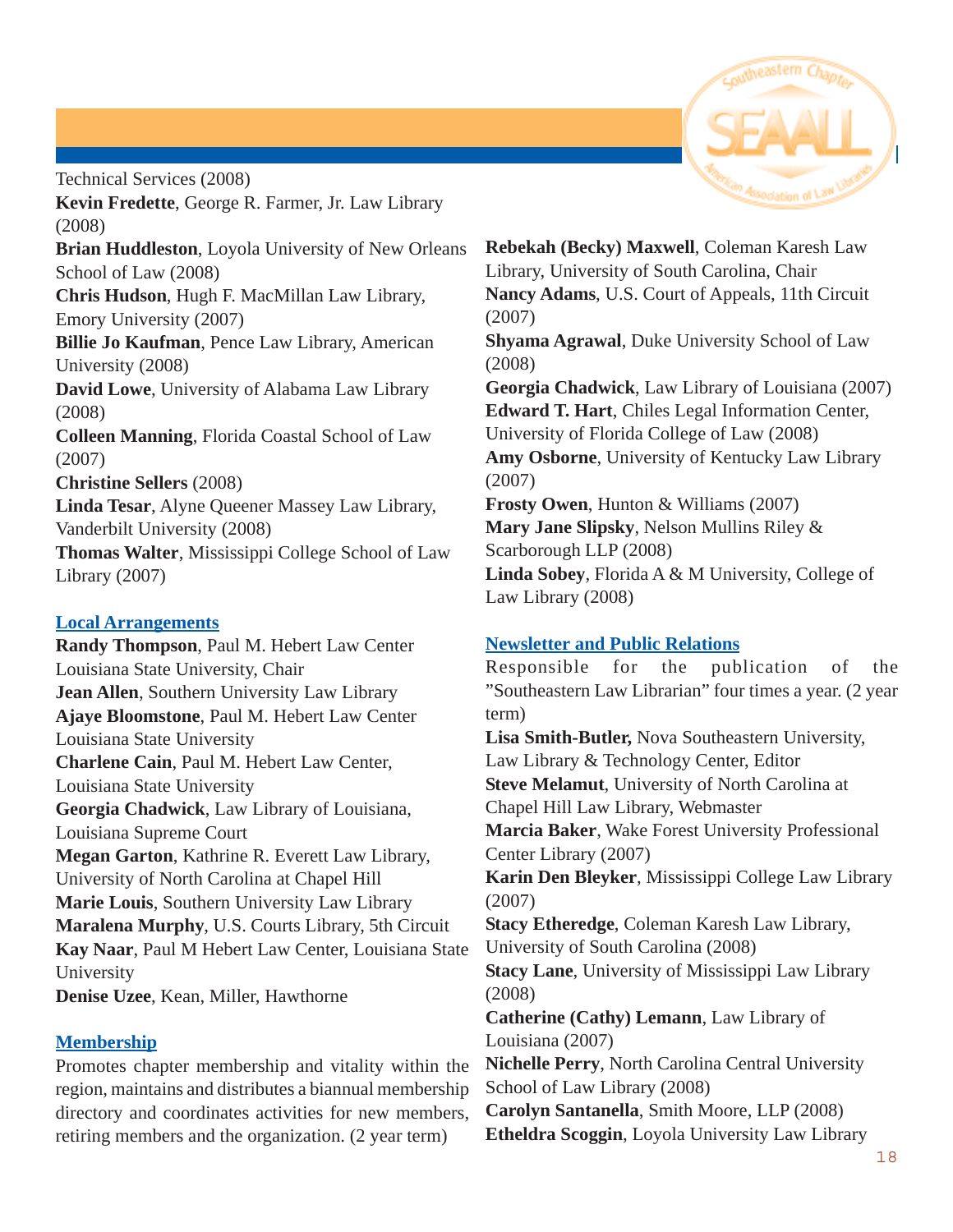Technical Services (2008)

**Kevin Fredette**, George R. Farmer, Jr. Law Library (2008)

**Brian Huddleston**, Loyola University of New Orleans School of Law (2008)

**Chris Hudson**, Hugh F. MacMillan Law Library, Emory University (2007)

**Billie Jo Kaufman**, Pence Law Library, American University (2008)

**David Lowe**, University of Alabama Law Library (2008)

**Colleen Manning**, Florida Coastal School of Law (2007)

**Christine Sellers** (2008)

**Linda Tesar**, Alyne Queener Massey Law Library, Vanderbilt University (2008)

**Thomas Walter**, Mississippi College School of Law Library (2007)

## Local Arrangements

**Randy Thompson**, Paul M. Hebert Law Center Louisiana State University, Chair

**Jean Allen**, Southern University Law Library

**Ajaye Bloomstone**, Paul M. Hebert Law Center Louisiana State University

**Charlene Cain**, Paul M. Hebert Law Center, Louisiana State University

**Georgia Chadwick**, Law Library of Louisiana, Louisiana Supreme Court

**Megan Garton**, Kathrine R. Everett Law Library, University of North Carolina at Chapel Hill

**Marie Louis**, Southern University Law Library

**Maralena Murphy**, U.S. Courts Library, 5th Circuit

**Kay Naar**, Paul M Hebert Law Center, Louisiana State University

**Denise Uzee**, Kean, Miller, Hawthorne

## Membership

Promotes chapter membership and vitality within the region, maintains and distributes a biannual membership directory and coordinates activities for new members, retiring members and the organization. (2 year term)

**Rebekah (Becky) Maxwell**, Coleman Karesh Law Library, University of South Carolina, Chair

**Nancy Adams**, U.S. Court of Appeals, 11th Circuit (2007)

**Shyama Agrawal**, Duke University School of Law (2008)

**Georgia Chadwick**, Law Library of Louisiana (2007)

**Edward T. Hart**, Chiles Legal Information Center, University of Florida College of Law (2008)

**Amy Osborne**, University of Kentucky Law Library (2007)

**Frosty Owen**, Hunton & Williams (2007)

**Mary Jane Slipsky**, Nelson Mullins Riley & Scarborough LLP (2008)

**Linda Sobey**, Florida A & M University, College of Law Library (2008)

## Newsletter and Public Relations

Responsible for the publication of the "Southeastern Law Librarian" four times a year. (2 year term)

**Lisa Smith-Butler,** Nova Southeastern University, Law Library & Technology Center, Editor

**Steve Melamut**, University of North Carolina at Chapel Hill Law Library, Webmaster

**Marcia Baker**, Wake Forest University Professional Center Library (2007)

**Karin Den Bleyker**, Mississippi College Law Library (2007)

**Stacy Etheredge**, Coleman Karesh Law Library, University of South Carolina (2008)

**Stacy Lane**, University of Mississippi Law Library (2008)

**Catherine (Cathy) Lemann**, Law Library of Louisiana (2007)

**Nichelle Perry**, North Carolina Central University School of Law Library (2008)

**Carolyn Santanella**, Smith Moore, LLP (2008)

**Etheldra Scoggin**, Loyola University Law Library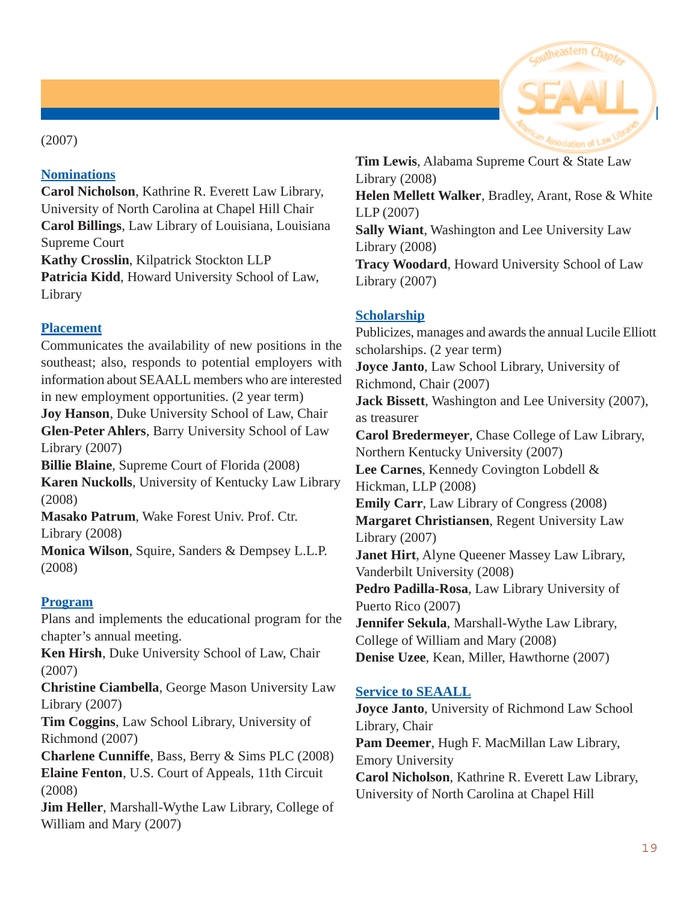(2007)

## Nominations

**Carol Nicholson**, Kathrine R. Everett Law Library, University of North Carolina at Chapel Hill Chair
**Carol Billings**, Law Library of Louisiana, Louisiana Supreme Court
**Kathy Crosslin**, Kilpatrick Stockton LLP
**Patricia Kidd**, Howard University School of Law, Library

## Placement

Communicates the availability of new positions in the southeast; also, responds to potential employers with information about SEAALL members who are interested in new employment opportunities. (2 year term)
**Joy Hanson**, Duke University School of Law, Chair
**Glen-Peter Ahlers**, Barry University School of Law Library (2007)
**Billie Blaine**, Supreme Court of Florida (2008)
**Karen Nuckolls**, University of Kentucky Law Library (2008)
**Masako Patrum**, Wake Forest Univ. Prof. Ctr. Library (2008)
**Monica Wilson**, Squire, Sanders & Dempsey L.L.P. (2008)

## Program

Plans and implements the educational program for the chapter's annual meeting.
**Ken Hirsh**, Duke University School of Law, Chair (2007)
**Christine Ciambella**, George Mason University Law Library (2007)
**Tim Coggins**, Law School Library, University of Richmond (2007)
**Charlene Cunniffe**, Bass, Berry & Sims PLC (2008)
**Elaine Fenton**, U.S. Court of Appeals, 11th Circuit (2008)
**Jim Heller**, Marshall-Wythe Law Library, College of William and Mary (2007)
**Tim Lewis**, Alabama Supreme Court & State Law Library (2008)
**Helen Mellett Walker**, Bradley, Arant, Rose & White LLP (2007)
**Sally Wiant**, Washington and Lee University Law Library (2008)
**Tracy Woodard**, Howard University School of Law Library (2007)

## Scholarship

Publicizes, manages and awards the annual Lucile Elliott scholarships. (2 year term)
**Joyce Janto**, Law School Library, University of Richmond, Chair (2007)
**Jack Bissett**, Washington and Lee University (2007), as treasurer
**Carol Bredermeyer**, Chase College of Law Library, Northern Kentucky University (2007)
**Lee Carnes**, Kennedy Covington Lobdell & Hickman, LLP (2008)
**Emily Carr**, Law Library of Congress (2008)
**Margaret Christiansen**, Regent University Law Library (2007)
**Janet Hirt**, Alyne Queener Massey Law Library, Vanderbilt University (2008)
**Pedro Padilla-Rosa**, Law Library University of Puerto Rico (2007)
**Jennifer Sekula**, Marshall-Wythe Law Library, College of William and Mary (2008)
**Denise Uzee**, Kean, Miller, Hawthorne (2007)

## Service to SEAALL

**Joyce Janto**, University of Richmond Law School Library, Chair
**Pam Deemer**, Hugh F. MacMillan Law Library, Emory University
**Carol Nicholson**, Kathrine R. Everett Law Library, University of North Carolina at Chapel Hill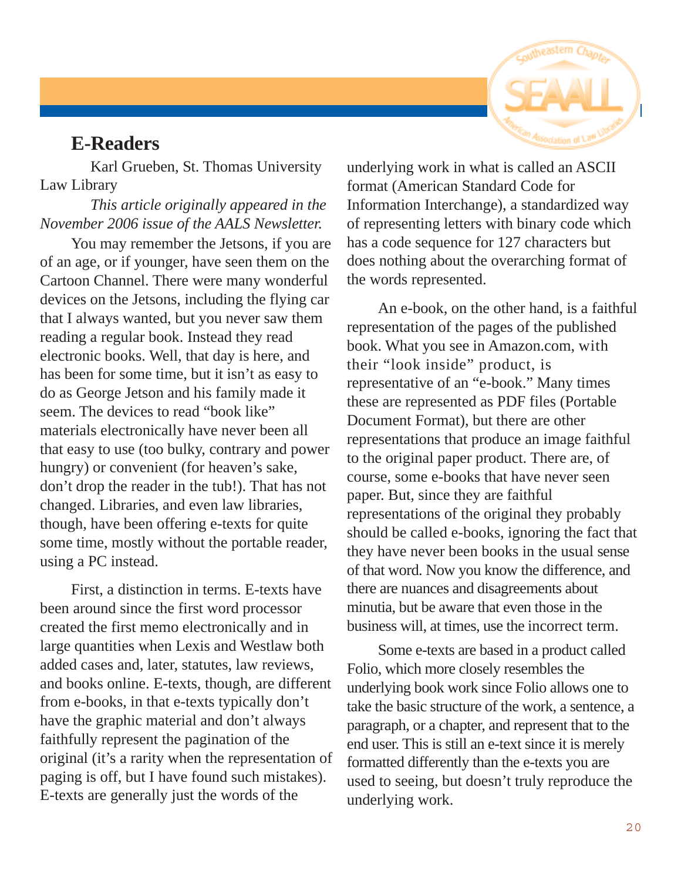## E-Readers

Karl Grueben, St. Thomas University Law Library

*This article originally appeared in the November 2006 issue of the AALS Newsletter.*

You may remember the Jetsons, if you are of an age, or if younger, have seen them on the Cartoon Channel. There were many wonderful devices on the Jetsons, including the flying car that I always wanted, but you never saw them reading a regular book. Instead they read electronic books. Well, that day is here, and has been for some time, but it isn't as easy to do as George Jetson and his family made it seem. The devices to read "book like" materials electronically have never been all that easy to use (too bulky, contrary and power hungry) or convenient (for heaven's sake, don't drop the reader in the tub!). That has not changed. Libraries, and even law libraries, though, have been offering e-texts for quite some time, mostly without the portable reader, using a PC instead.

First, a distinction in terms. E-texts have been around since the first word processor created the first memo electronically and in large quantities when Lexis and Westlaw both added cases and, later, statutes, law reviews, and books online. E-texts, though, are different from e-books, in that e-texts typically don't have the graphic material and don't always faithfully represent the pagination of the original (it's a rarity when the representation of paging is off, but I have found such mistakes). E-texts are generally just the words of the underlying work in what is called an ASCII format (American Standard Code for Information Interchange), a standardized way of representing letters with binary code which has a code sequence for 127 characters but does nothing about the overarching format of the words represented.

An e-book, on the other hand, is a faithful representation of the pages of the published book. What you see in Amazon.com, with their "look inside" product, is representative of an "e-book." Many times these are represented as PDF files (Portable Document Format), but there are other representations that produce an image faithful to the original paper product. There are, of course, some e-books that have never seen paper. But, since they are faithful representations of the original they probably should be called e-books, ignoring the fact that they have never been books in the usual sense of that word. Now you know the difference, and there are nuances and disagreements about minutia, but be aware that even those in the business will, at times, use the incorrect term.

Some e-texts are based in a product called Folio, which more closely resembles the underlying book work since Folio allows one to take the basic structure of the work, a sentence, a paragraph, or a chapter, and represent that to the end user. This is still an e-text since it is merely formatted differently than the e-texts you are used to seeing, but doesn't truly reproduce the underlying work.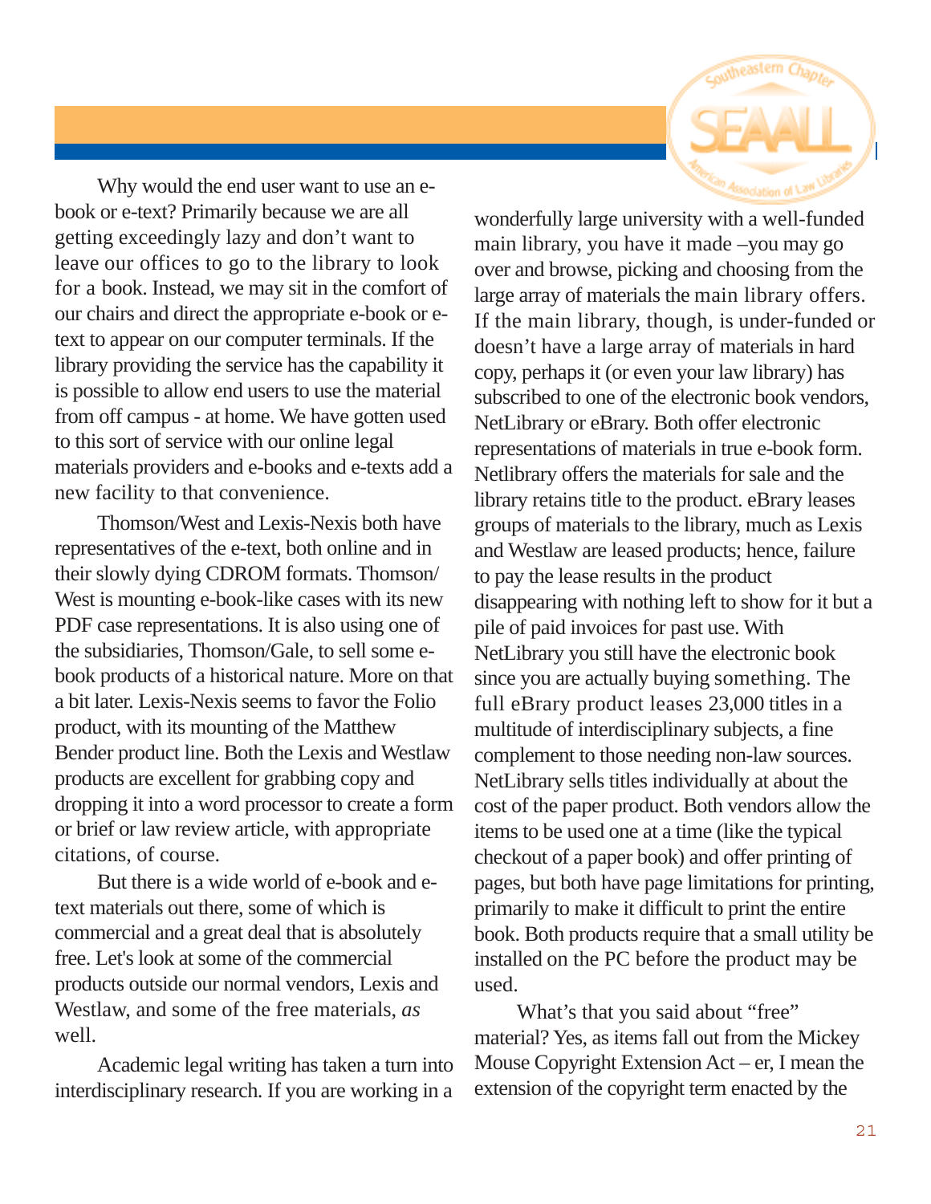Why would the end user want to use an e-book or e-text? Primarily because we are all getting exceedingly lazy and don't want to leave our offices to go to the library to look for a book. Instead, we may sit in the comfort of our chairs and direct the appropriate e-book or e-text to appear on our computer terminals. If the library providing the service has the capability it is possible to allow end users to use the material from off campus - at home. We have gotten used to this sort of service with our online legal materials providers and e-books and e-texts add a new facility to that convenience.

Thomson/West and Lexis-Nexis both have representatives of the e-text, both online and in their slowly dying CDROM formats. Thomson/West is mounting e-book-like cases with its new PDF case representations. It is also using one of the subsidiaries, Thomson/Gale, to sell some e-book products of a historical nature. More on that a bit later. Lexis-Nexis seems to favor the Folio product, with its mounting of the Matthew Bender product line. Both the Lexis and Westlaw products are excellent for grabbing copy and dropping it into a word processor to create a form or brief or law review article, with appropriate citations, of course.

But there is a wide world of e-book and e-text materials out there, some of which is commercial and a great deal that is absolutely free. Let's look at some of the commercial products outside our normal vendors, Lexis and Westlaw, and some of the free materials, *as* well.

Academic legal writing has taken a turn into interdisciplinary research. If you are working in a wonderfully large university with a well-funded main library, you have it made –you may go over and browse, picking and choosing from the large array of materials the main library offers. If the main library, though, is under-funded or doesn't have a large array of materials in hard copy, perhaps it (or even your law library) has subscribed to one of the electronic book vendors, NetLibrary or eBrary. Both offer electronic representations of materials in true e-book form. Netlibrary offers the materials for sale and the library retains title to the product. eBrary leases groups of materials to the library, much as Lexis and Westlaw are leased products; hence, failure to pay the lease results in the product disappearing with nothing left to show for it but a pile of paid invoices for past use. With NetLibrary you still have the electronic book since you are actually buying something. The full eBrary product leases 23,000 titles in a multitude of interdisciplinary subjects, a fine complement to those needing non-law sources. NetLibrary sells titles individually at about the cost of the paper product. Both vendors allow the items to be used one at a time (like the typical checkout of a paper book) and offer printing of pages, but both have page limitations for printing, primarily to make it difficult to print the entire book. Both products require that a small utility be installed on the PC before the product may be used.

What's that you said about "free" material? Yes, as items fall out from the Mickey Mouse Copyright Extension Act – er, I mean the extension of the copyright term enacted by the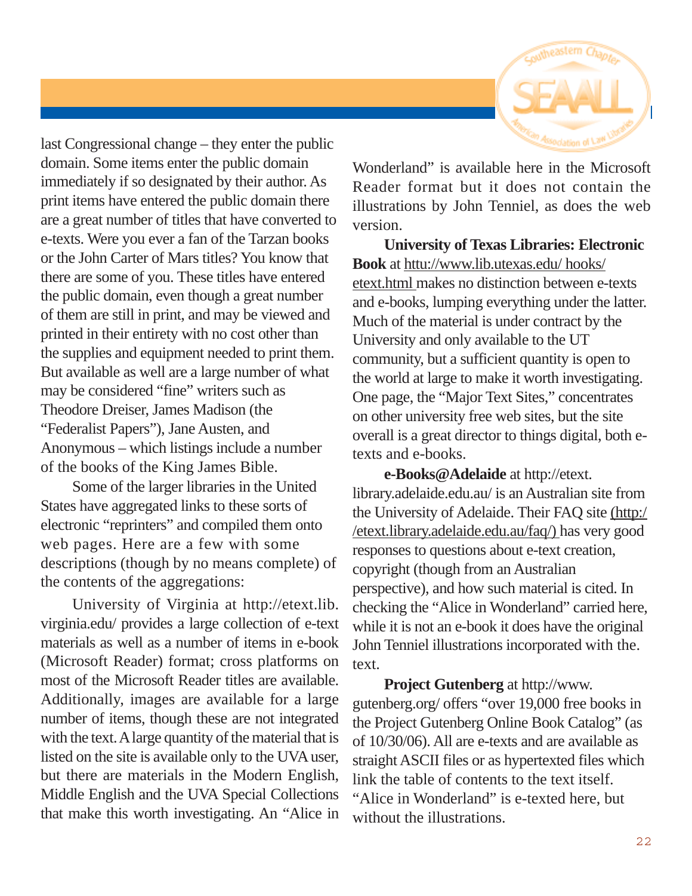last Congressional change – they enter the public domain. Some items enter the public domain immediately if so designated by their author. As print items have entered the public domain there are a great number of titles that have converted to e-texts. Were you ever a fan of the Tarzan books or the John Carter of Mars titles? You know that there are some of you. These titles have entered the public domain, even though a great number of them are still in print, and may be viewed and printed in their entirety with no cost other than the supplies and equipment needed to print them. But available as well are a large number of what may be considered "fine" writers such as Theodore Dreiser, James Madison (the "Federalist Papers"), Jane Austen, and Anonymous – which listings include a number of the books of the King James Bible.

Some of the larger libraries in the United States have aggregated links to these sorts of electronic "reprinters" and compiled them onto web pages. Here are a few with some descriptions (though by no means complete) of the contents of the aggregations:

University of Virginia at http://etext.lib.virginia.edu/ provides a large collection of e-text materials as well as a number of items in e-book (Microsoft Reader) format; cross platforms on most of the Microsoft Reader titles are available. Additionally, images are available for a large number of items, though these are not integrated with the text. A large quantity of the material that is listed on the site is available only to the UVA user, but there are materials in the Modern English, Middle English and the UVA Special Collections that make this worth investigating. An "Alice in Wonderland" is available here in the Microsoft Reader format but it does not contain the illustrations by John Tenniel, as does the web version.

**University of Texas Libraries: Electronic Book** at httu://www.lib.utexas.edu/ hooks/ etext.html makes no distinction between e-texts and e-books, lumping everything under the latter. Much of the material is under contract by the University and only available to the UT community, but a sufficient quantity is open to the world at large to make it worth investigating. One page, the "Major Text Sites," concentrates on other university free web sites, but the site overall is a great director to things digital, both e-texts and e-books.

**e-Books@Adelaide** at http://etext.library.adelaide.edu.au/ is an Australian site from the University of Adelaide. Their FAQ site (http://etext.library.adelaide.edu.au/faq/) has very good responses to questions about e-text creation, copyright (though from an Australian perspective), and how such material is cited. In checking the "Alice in Wonderland" carried here, while it is not an e-book it does have the original John Tenniel illustrations incorporated with the. text.

**Project Gutenberg** at http://www.gutenberg.org/ offers "over 19,000 free books in the Project Gutenberg Online Book Catalog" (as of 10/30/06). All are e-texts and are available as straight ASCII files or as hypertexted files which link the table of contents to the text itself. "Alice in Wonderland" is e-texted here, but without the illustrations.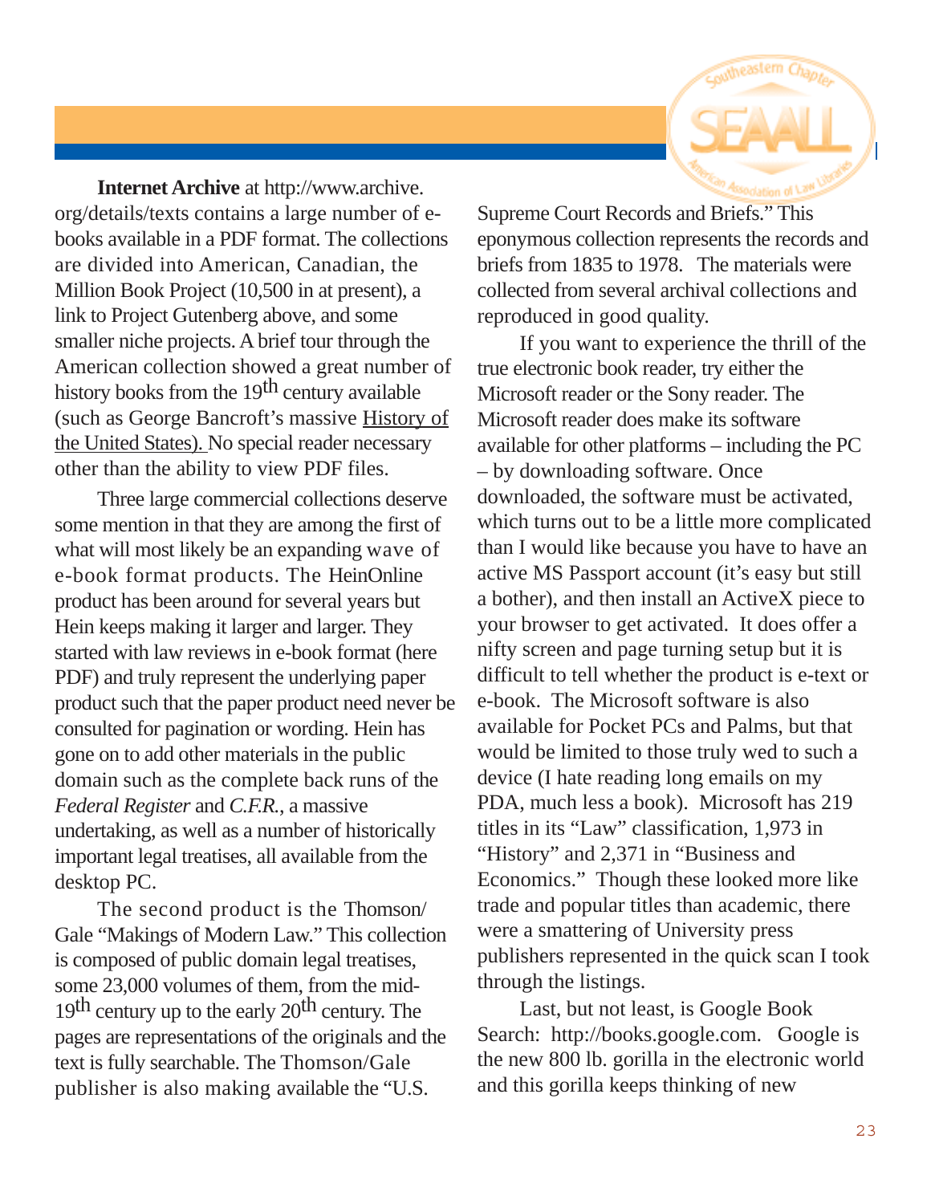**Internet Archive** at http://www.archive.org/details/texts contains a large number of e-books available in a PDF format. The collections are divided into American, Canadian, the Million Book Project (10,500 in at present), a link to Project Gutenberg above, and some smaller niche projects. A brief tour through the American collection showed a great number of history books from the 19th century available (such as George Bancroft's massive History of the United States). No special reader necessary other than the ability to view PDF files.

Three large commercial collections deserve some mention in that they are among the first of what will most likely be an expanding wave of e-book format products. The HeinOnline product has been around for several years but Hein keeps making it larger and larger. They started with law reviews in e-book format (here PDF) and truly represent the underlying paper product such that the paper product need never be consulted for pagination or wording. Hein has gone on to add other materials in the public domain such as the complete back runs of the *Federal Register* and *C.F.R.*, a massive undertaking, as well as a number of historically important legal treatises, all available from the desktop PC.

The second product is the Thomson/Gale "Makings of Modern Law." This collection is composed of public domain legal treatises, some 23,000 volumes of them, from the mid-19th century up to the early 20th century. The pages are representations of the originals and the text is fully searchable. The Thomson/Gale publisher is also making available the "U.S. Supreme Court Records and Briefs." This eponymous collection represents the records and briefs from 1835 to 1978. The materials were collected from several archival collections and reproduced in good quality.

If you want to experience the thrill of the true electronic book reader, try either the Microsoft reader or the Sony reader. The Microsoft reader does make its software available for other platforms – including the PC – by downloading software. Once downloaded, the software must be activated, which turns out to be a little more complicated than I would like because you have to have an active MS Passport account (it's easy but still a bother), and then install an ActiveX piece to your browser to get activated. It does offer a nifty screen and page turning setup but it is difficult to tell whether the product is e-text or e-book. The Microsoft software is also available for Pocket PCs and Palms, but that would be limited to those truly wed to such a device (I hate reading long emails on my PDA, much less a book). Microsoft has 219 titles in its "Law" classification, 1,973 in "History" and 2,371 in "Business and Economics." Though these looked more like trade and popular titles than academic, there were a smattering of University press publishers represented in the quick scan I took through the listings.

Last, but not least, is Google Book Search: http://books.google.com. Google is the new 800 lb. gorilla in the electronic world and this gorilla keeps thinking of new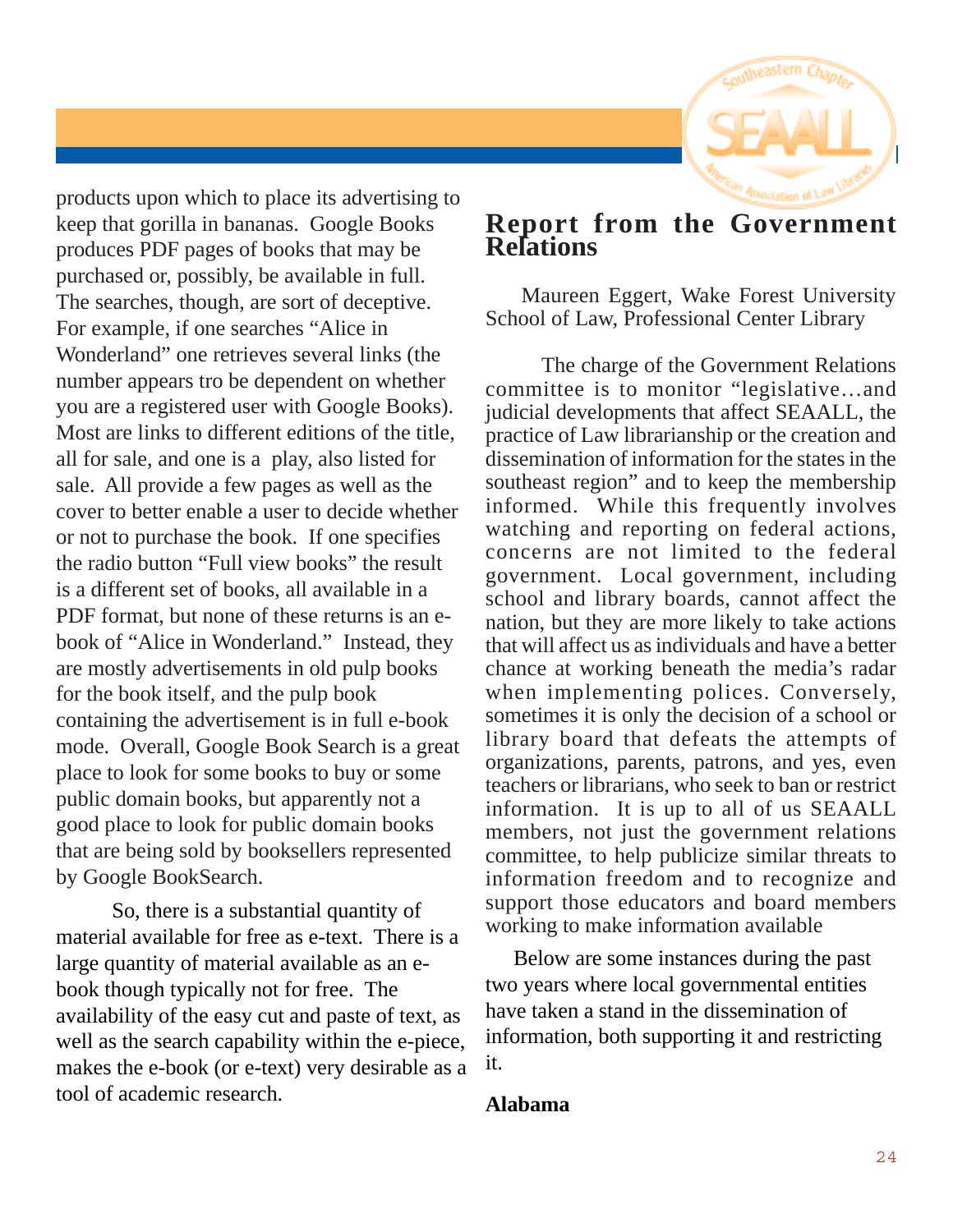products upon which to place its advertising to keep that gorilla in bananas. Google Books produces PDF pages of books that may be purchased or, possibly, be available in full. The searches, though, are sort of deceptive. For example, if one searches "Alice in Wonderland" one retrieves several links (the number appears tro be dependent on whether you are a registered user with Google Books). Most are links to different editions of the title, all for sale, and one is a play, also listed for sale. All provide a few pages as well as the cover to better enable a user to decide whether or not to purchase the book. If one specifies the radio button "Full view books" the result is a different set of books, all available in a PDF format, but none of these returns is an e-book of "Alice in Wonderland." Instead, they are mostly advertisements in old pulp books for the book itself, and the pulp book containing the advertisement is in full e-book mode. Overall, Google Book Search is a great place to look for some books to buy or some public domain books, but apparently not a good place to look for public domain books that are being sold by booksellers represented by Google BookSearch.

So, there is a substantial quantity of material available for free as e-text. There is a large quantity of material available as an e-book though typically not for free. The availability of the easy cut and paste of text, as well as the search capability within the e-piece, makes the e-book (or e-text) very desirable as a tool of academic research.

## Report from the Government Relations

Maureen Eggert, Wake Forest University School of Law, Professional Center Library

The charge of the Government Relations committee is to monitor "legislative…and judicial developments that affect SEAALL, the practice of Law librarianship or the creation and dissemination of information for the states in the southeast region" and to keep the membership informed. While this frequently involves watching and reporting on federal actions, concerns are not limited to the federal government. Local government, including school and library boards, cannot affect the nation, but they are more likely to take actions that will affect us as individuals and have a better chance at working beneath the media's radar when implementing polices. Conversely, sometimes it is only the decision of a school or library board that defeats the attempts of organizations, parents, patrons, and yes, even teachers or librarians, who seek to ban or restrict information. It is up to all of us SEAALL members, not just the government relations committee, to help publicize similar threats to information freedom and to recognize and support those educators and board members working to make information available

Below are some instances during the past two years where local governmental entities have taken a stand in the dissemination of information, both supporting it and restricting it.

**Alabama**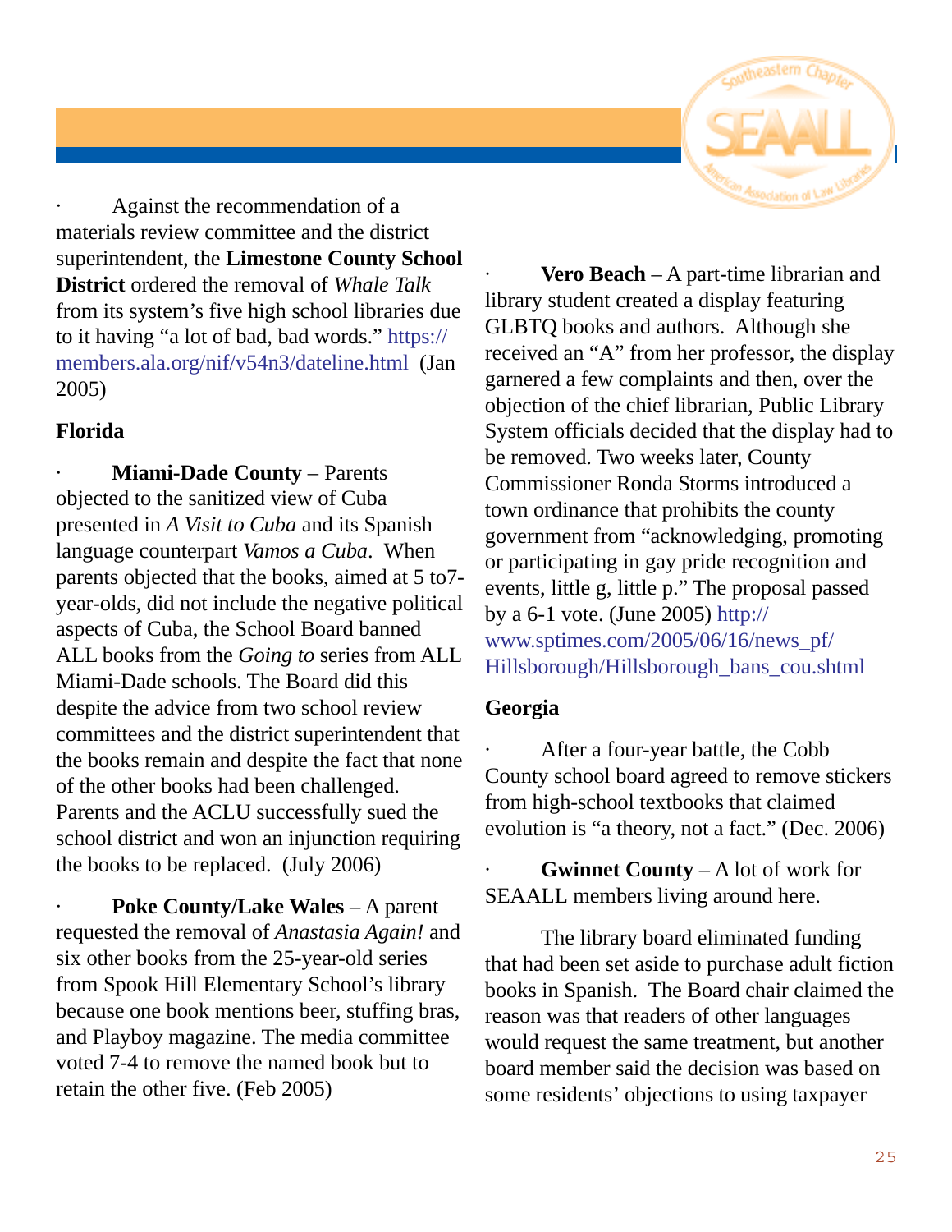- Against the recommendation of a materials review committee and the district superintendent, the **Limestone County School District** ordered the removal of *Whale Talk* from its system's five high school libraries due to it having "a lot of bad, bad words." https://members.ala.org/nif/v54n3/dateline.html (Jan 2005)

**Florida**

- **Miami-Dade County** – Parents objected to the sanitized view of Cuba presented in *A Visit to Cuba* and its Spanish language counterpart *Vamos a Cuba*. When parents objected that the books, aimed at 5 to7-year-olds, did not include the negative political aspects of Cuba, the School Board banned ALL books from the *Going to* series from ALL Miami-Dade schools. The Board did this despite the advice from two school review committees and the district superintendent that the books remain and despite the fact that none of the other books had been challenged. Parents and the ACLU successfully sued the school district and won an injunction requiring the books to be replaced. (July 2006)

- **Poke County/Lake Wales** – A parent requested the removal of *Anastasia Again!* and six other books from the 25-year-old series from Spook Hill Elementary School's library because one book mentions beer, stuffing bras, and Playboy magazine. The media committee voted 7-4 to remove the named book but to retain the other five. (Feb 2005)

- **Vero Beach** – A part-time librarian and library student created a display featuring GLBTQ books and authors. Although she received an "A" from her professor, the display garnered a few complaints and then, over the objection of the chief librarian, Public Library System officials decided that the display had to be removed. Two weeks later, County Commissioner Ronda Storms introduced a town ordinance that prohibits the county government from "acknowledging, promoting or participating in gay pride recognition and events, little g, little p." The proposal passed by a 6-1 vote. (June 2005) http://www.sptimes.com/2005/06/16/news_pf/Hillsborough/Hillsborough_bans_cou.shtml

**Georgia**

- After a four-year battle, the Cobb County school board agreed to remove stickers from high-school textbooks that claimed evolution is "a theory, not a fact." (Dec. 2006)

- **Gwinnet County** – A lot of work for SEAALL members living around here.

The library board eliminated funding that had been set aside to purchase adult fiction books in Spanish. The Board chair claimed the reason was that readers of other languages would request the same treatment, but another board member said the decision was based on some residents' objections to using taxpayer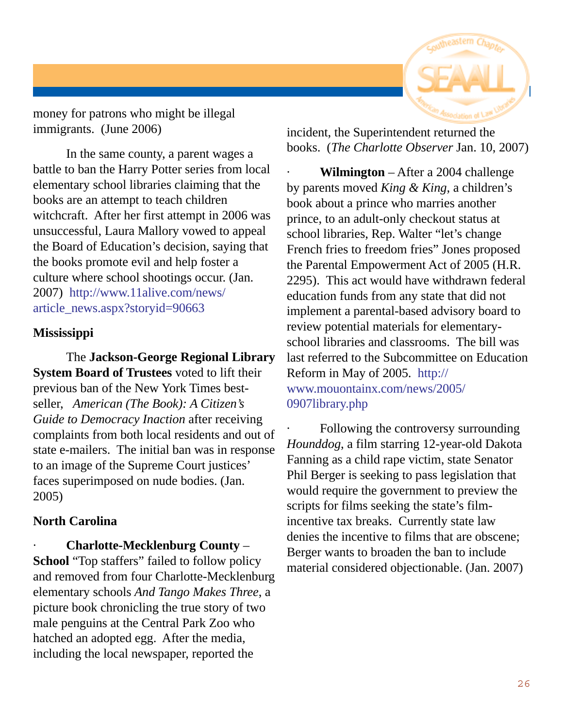money for patrons who might be illegal immigrants. (June 2006)

In the same county, a parent wages a battle to ban the Harry Potter series from local elementary school libraries claiming that the books are an attempt to teach children witchcraft. After her first attempt in 2006 was unsuccessful, Laura Mallory vowed to appeal the Board of Education's decision, saying that the books promote evil and help foster a culture where school shootings occur. (Jan. 2007) http://www.11alive.com/news/article_news.aspx?storyid=90663

**Mississippi**

The **Jackson-George Regional Library System Board of Trustees** voted to lift their previous ban of the New York Times best-seller, *American (The Book): A Citizen's Guide to Democracy Inaction* after receiving complaints from both local residents and out of state e-mailers. The initial ban was in response to an image of the Supreme Court justices' faces superimposed on nude bodies. (Jan. 2005)

**North Carolina**

· **Charlotte-Mecklenburg County – School** "Top staffers" failed to follow policy and removed from four Charlotte-Mecklenburg elementary schools *And Tango Makes Three*, a picture book chronicling the true story of two male penguins at the Central Park Zoo who hatched an adopted egg. After the media, including the local newspaper, reported the incident, the Superintendent returned the books. (*The Charlotte Observer* Jan. 10, 2007)

· **Wilmington** – After a 2004 challenge by parents moved *King & King*, a children's book about a prince who marries another prince, to an adult-only checkout status at school libraries, Rep. Walter "let's change French fries to freedom fries" Jones proposed the Parental Empowerment Act of 2005 (H.R. 2295). This act would have withdrawn federal education funds from any state that did not implement a parental-based advisory board to review potential materials for elementary-school libraries and classrooms. The bill was last referred to the Subcommittee on Education Reform in May of 2005. http://www.mouontainx.com/news/2005/0907library.php

· Following the controversy surrounding *Hounddog*, a film starring 12-year-old Dakota Fanning as a child rape victim, state Senator Phil Berger is seeking to pass legislation that would require the government to preview the scripts for films seeking the state's film-incentive tax breaks. Currently state law denies the incentive to films that are obscene; Berger wants to broaden the ban to include material considered objectionable. (Jan. 2007)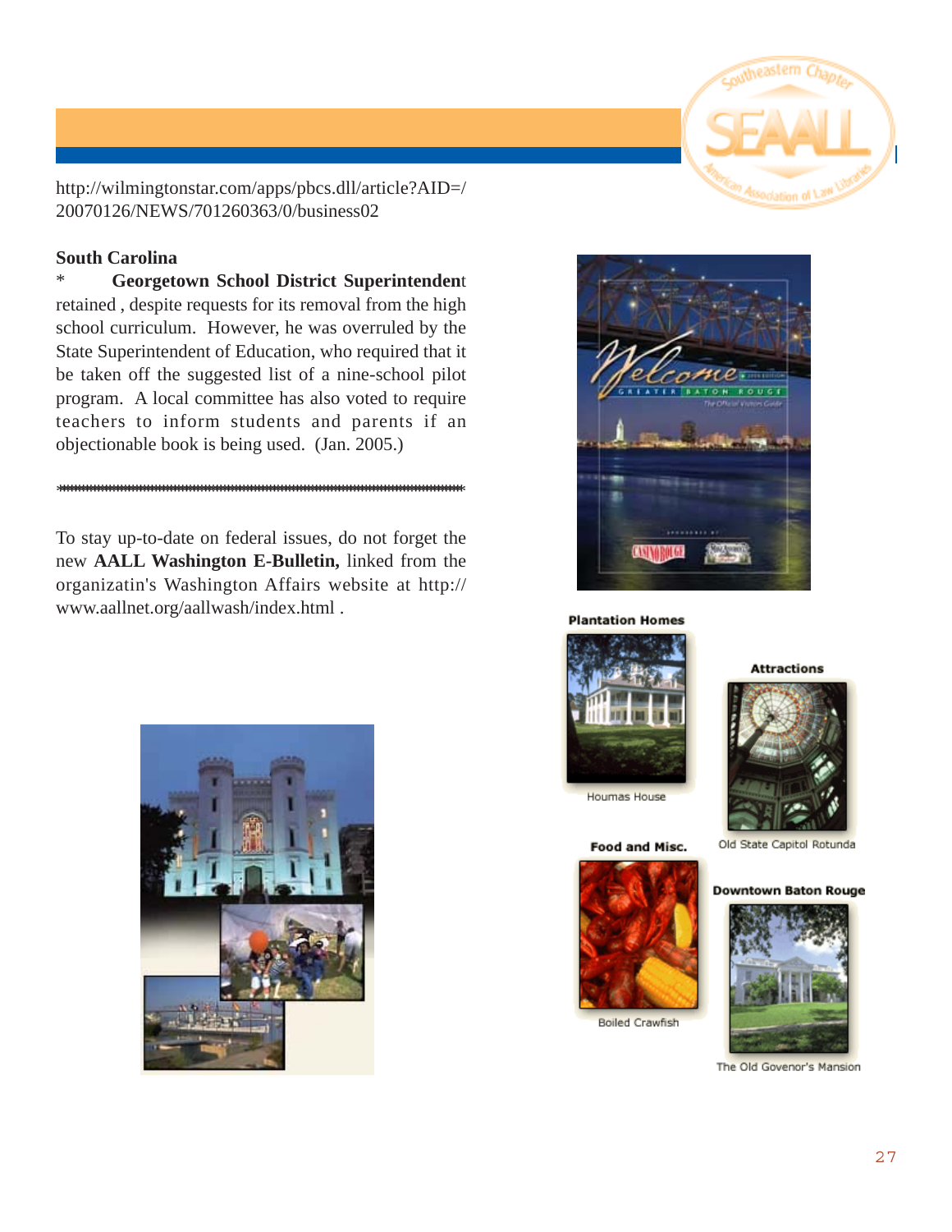http://wilmingtonstar.com/apps/pbcs.dll/article?AID=/20070126/NEWS/701260363/0/business02

**South Carolina**

* **Georgetown School District Superintendent** retained , despite requests for its removal from the high school curriculum. However, he was overruled by the State Superintendent of Education, who required that it be taken off the suggested list of a nine-school pilot program. A local committee has also voted to require teachers to inform students and parents if an objectionable book is being used. (Jan. 2005.)

************************************************************

To stay up-to-date on federal issues, do not forget the new **AALL Washington E-Bulletin,** linked from the organizatin's Washington Affairs website at http://www.aallnet.org/aallwash/index.html .

Plantation Homes

Houmas House

Attractions

Old State Capitol Rotunda

Food and Misc.

Boiled Crawfish

Downtown Baton Rouge

The Old Govenor's Mansion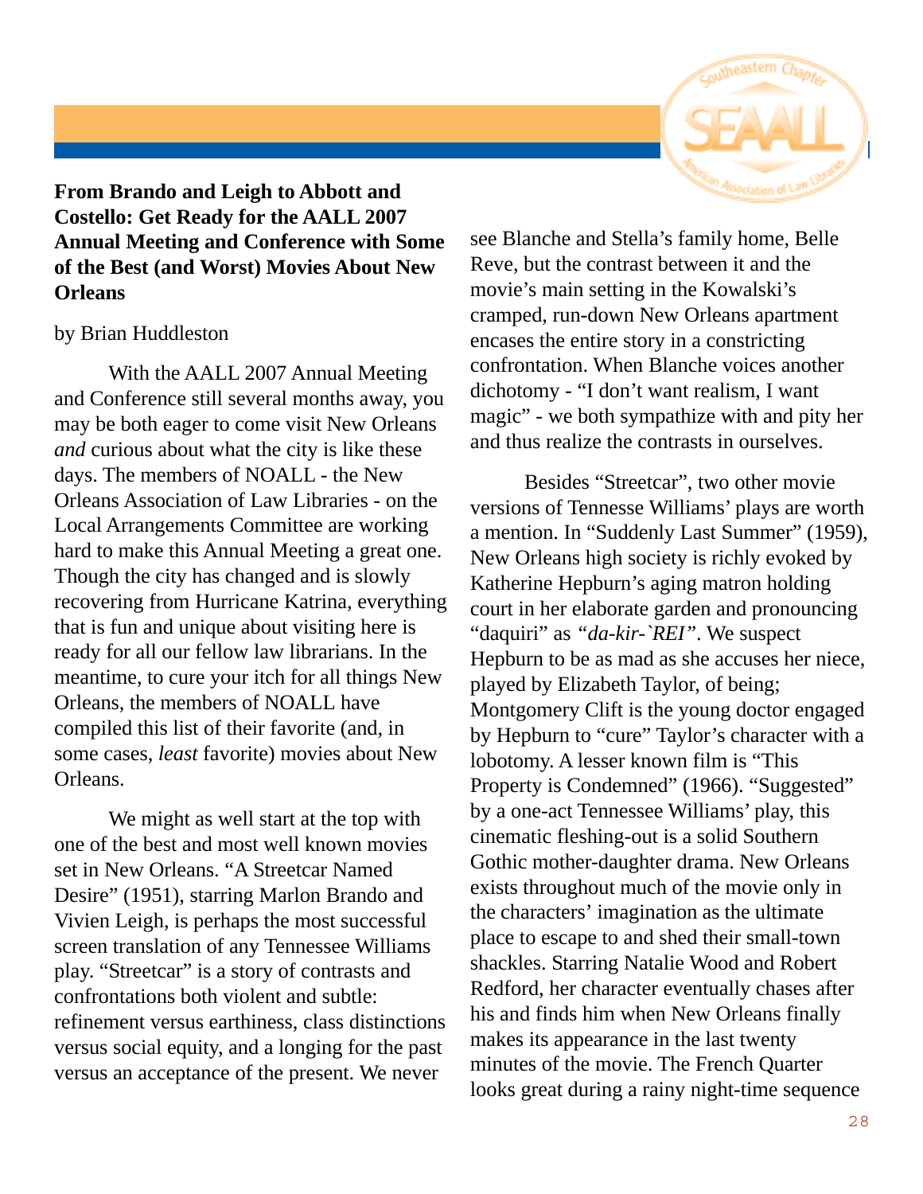## From Brando and Leigh to Abbott and Costello: Get Ready for the AALL 2007 Annual Meeting and Conference with Some of the Best (and Worst) Movies About New Orleans

by Brian Huddleston

With the AALL 2007 Annual Meeting and Conference still several months away, you may be both eager to come visit New Orleans *and* curious about what the city is like these days. The members of NOALL - the New Orleans Association of Law Libraries - on the Local Arrangements Committee are working hard to make this Annual Meeting a great one. Though the city has changed and is slowly recovering from Hurricane Katrina, everything that is fun and unique about visiting here is ready for all our fellow law librarians. In the meantime, to cure your itch for all things New Orleans, the members of NOALL have compiled this list of their favorite (and, in some cases, *least* favorite) movies about New Orleans.

We might as well start at the top with one of the best and most well known movies set in New Orleans. "A Streetcar Named Desire" (1951), starring Marlon Brando and Vivien Leigh, is perhaps the most successful screen translation of any Tennessee Williams play. "Streetcar" is a story of contrasts and confrontations both violent and subtle: refinement versus earthiness, class distinctions versus social equity, and a longing for the past versus an acceptance of the present. We never see Blanche and Stella's family home, Belle Reve, but the contrast between it and the movie's main setting in the Kowalski's cramped, run-down New Orleans apartment encases the entire story in a constricting confrontation. When Blanche voices another dichotomy - "I don't want realism, I want magic" - we both sympathize with and pity her and thus realize the contrasts in ourselves.

Besides "Streetcar", two other movie versions of Tennessee Williams' plays are worth a mention. In "Suddenly Last Summer" (1959), New Orleans high society is richly evoked by Katherine Hepburn's aging matron holding court in her elaborate garden and pronouncing "daquiri" as *"da-kir-`REI"*. We suspect Hepburn to be as mad as she accuses her niece, played by Elizabeth Taylor, of being; Montgomery Clift is the young doctor engaged by Hepburn to "cure" Taylor's character with a lobotomy. A lesser known film is "This Property is Condemned" (1966). "Suggested" by a one-act Tennessee Williams' play, this cinematic fleshing-out is a solid Southern Gothic mother-daughter drama. New Orleans exists throughout much of the movie only in the characters' imagination as the ultimate place to escape to and shed their small-town shackles. Starring Natalie Wood and Robert Redford, her character eventually chases after his and finds him when New Orleans finally makes its appearance in the last twenty minutes of the movie. The French Quarter looks great during a rainy night-time sequence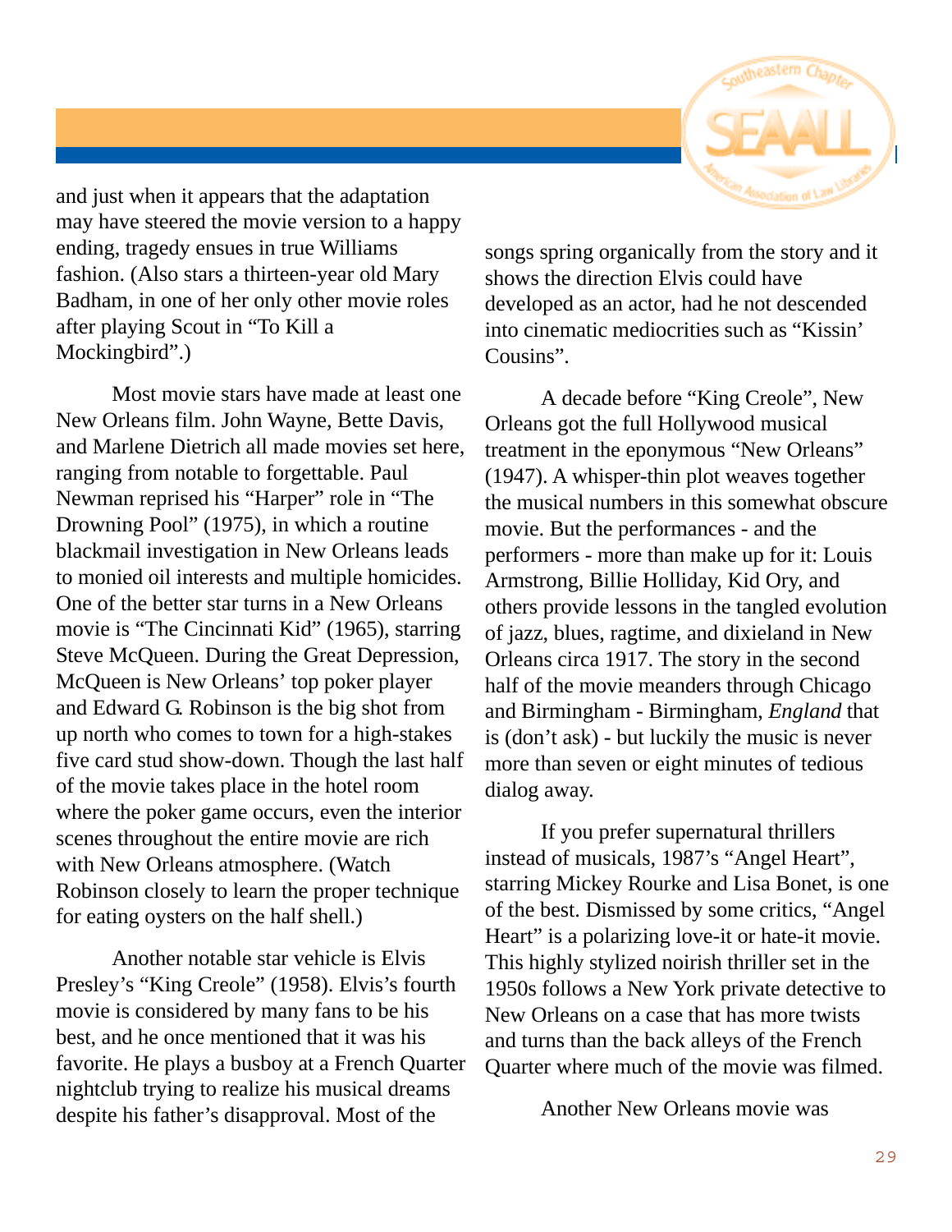and just when it appears that the adaptation may have steered the movie version to a happy ending, tragedy ensues in true Williams fashion. (Also stars a thirteen-year old Mary Badham, in one of her only other movie roles after playing Scout in "To Kill a Mockingbird".)

Most movie stars have made at least one New Orleans film. John Wayne, Bette Davis, and Marlene Dietrich all made movies set here, ranging from notable to forgettable. Paul Newman reprised his "Harper" role in "The Drowning Pool" (1975), in which a routine blackmail investigation in New Orleans leads to monied oil interests and multiple homicides. One of the better star turns in a New Orleans movie is "The Cincinnati Kid" (1965), starring Steve McQueen. During the Great Depression, McQueen is New Orleans' top poker player and Edward G. Robinson is the big shot from up north who comes to town for a high-stakes five card stud show-down. Though the last half of the movie takes place in the hotel room where the poker game occurs, even the interior scenes throughout the entire movie are rich with New Orleans atmosphere. (Watch Robinson closely to learn the proper technique for eating oysters on the half shell.)

Another notable star vehicle is Elvis Presley's "King Creole" (1958). Elvis's fourth movie is considered by many fans to be his best, and he once mentioned that it was his favorite. He plays a busboy at a French Quarter nightclub trying to realize his musical dreams despite his father's disapproval. Most of the songs spring organically from the story and it shows the direction Elvis could have developed as an actor, had he not descended into cinematic mediocrities such as "Kissin' Cousins".

A decade before "King Creole", New Orleans got the full Hollywood musical treatment in the eponymous "New Orleans" (1947). A whisper-thin plot weaves together the musical numbers in this somewhat obscure movie. But the performances - and the performers - more than make up for it: Louis Armstrong, Billie Holliday, Kid Ory, and others provide lessons in the tangled evolution of jazz, blues, ragtime, and dixieland in New Orleans circa 1917. The story in the second half of the movie meanders through Chicago and Birmingham - Birmingham, *England* that is (don't ask) - but luckily the music is never more than seven or eight minutes of tedious dialog away.

If you prefer supernatural thrillers instead of musicals, 1987's "Angel Heart", starring Mickey Rourke and Lisa Bonet, is one of the best. Dismissed by some critics, "Angel Heart" is a polarizing love-it or hate-it movie. This highly stylized noirish thriller set in the 1950s follows a New York private detective to New Orleans on a case that has more twists and turns than the back alleys of the French Quarter where much of the movie was filmed.

Another New Orleans movie was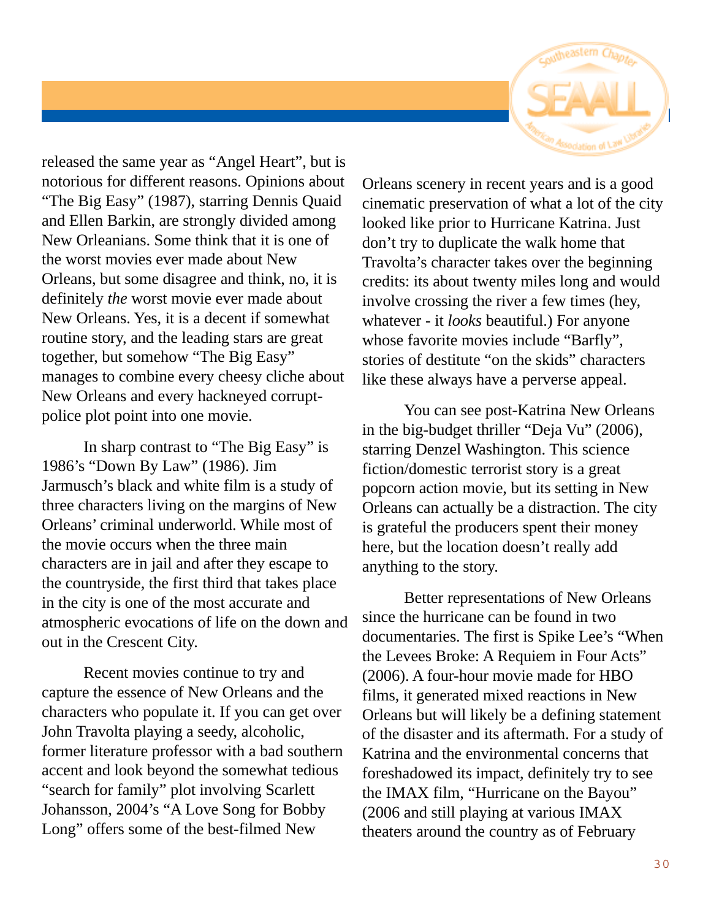released the same year as "Angel Heart", but is notorious for different reasons. Opinions about "The Big Easy" (1987), starring Dennis Quaid and Ellen Barkin, are strongly divided among New Orleanians. Some think that it is one of the worst movies ever made about New Orleans, but some disagree and think, no, it is definitely *the* worst movie ever made about New Orleans. Yes, it is a decent if somewhat routine story, and the leading stars are great together, but somehow "The Big Easy" manages to combine every cheesy cliche about New Orleans and every hackneyed corrupt-police plot point into one movie.

In sharp contrast to "The Big Easy" is 1986's "Down By Law" (1986). Jim Jarmusch's black and white film is a study of three characters living on the margins of New Orleans' criminal underworld. While most of the movie occurs when the three main characters are in jail and after they escape to the countryside, the first third that takes place in the city is one of the most accurate and atmospheric evocations of life on the down and out in the Crescent City.

Recent movies continue to try and capture the essence of New Orleans and the characters who populate it. If you can get over John Travolta playing a seedy, alcoholic, former literature professor with a bad southern accent and look beyond the somewhat tedious "search for family" plot involving Scarlett Johansson, 2004's "A Love Song for Bobby Long" offers some of the best-filmed New Orleans scenery in recent years and is a good cinematic preservation of what a lot of the city looked like prior to Hurricane Katrina. Just don't try to duplicate the walk home that Travolta's character takes over the beginning credits: its about twenty miles long and would involve crossing the river a few times (hey, whatever - it *looks* beautiful.) For anyone whose favorite movies include "Barfly", stories of destitute "on the skids" characters like these always have a perverse appeal.

You can see post-Katrina New Orleans in the big-budget thriller "Deja Vu" (2006), starring Denzel Washington. This science fiction/domestic terrorist story is a great popcorn action movie, but its setting in New Orleans can actually be a distraction. The city is grateful the producers spent their money here, but the location doesn't really add anything to the story.

Better representations of New Orleans since the hurricane can be found in two documentaries. The first is Spike Lee's "When the Levees Broke: A Requiem in Four Acts" (2006). A four-hour movie made for HBO films, it generated mixed reactions in New Orleans but will likely be a defining statement of the disaster and its aftermath. For a study of Katrina and the environmental concerns that foreshadowed its impact, definitely try to see the IMAX film, "Hurricane on the Bayou" (2006 and still playing at various IMAX theaters around the country as of February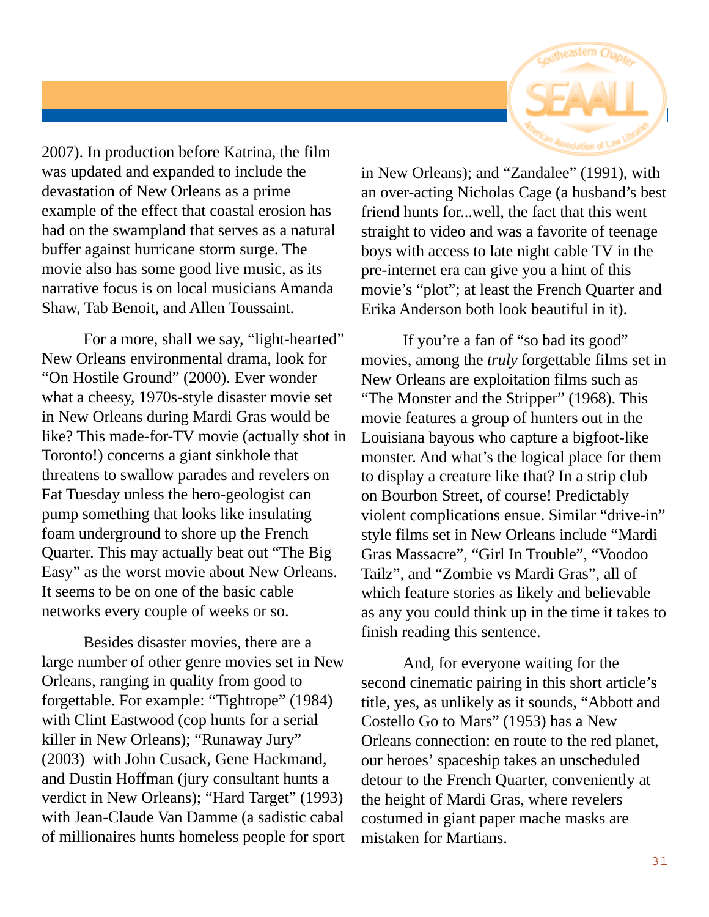2007). In production before Katrina, the film was updated and expanded to include the devastation of New Orleans as a prime example of the effect that coastal erosion has had on the swampland that serves as a natural buffer against hurricane storm surge. The movie also has some good live music, as its narrative focus is on local musicians Amanda Shaw, Tab Benoit, and Allen Toussaint.

For a more, shall we say, "light-hearted" New Orleans environmental drama, look for "On Hostile Ground" (2000). Ever wonder what a cheesy, 1970s-style disaster movie set in New Orleans during Mardi Gras would be like? This made-for-TV movie (actually shot in Toronto!) concerns a giant sinkhole that threatens to swallow parades and revelers on Fat Tuesday unless the hero-geologist can pump something that looks like insulating foam underground to shore up the French Quarter. This may actually beat out "The Big Easy" as the worst movie about New Orleans. It seems to be on one of the basic cable networks every couple of weeks or so.

Besides disaster movies, there are a large number of other genre movies set in New Orleans, ranging in quality from good to forgettable. For example: "Tightrope" (1984) with Clint Eastwood (cop hunts for a serial killer in New Orleans); "Runaway Jury" (2003) with John Cusack, Gene Hackmand, and Dustin Hoffman (jury consultant hunts a verdict in New Orleans); "Hard Target" (1993) with Jean-Claude Van Damme (a sadistic cabal of millionaires hunts homeless people for sport in New Orleans); and "Zandalee" (1991), with an over-acting Nicholas Cage (a husband's best friend hunts for...well, the fact that this went straight to video and was a favorite of teenage boys with access to late night cable TV in the pre-internet era can give you a hint of this movie's "plot"; at least the French Quarter and Erika Anderson both look beautiful in it).

If you're a fan of "so bad its good" movies, among the *truly* forgettable films set in New Orleans are exploitation films such as "The Monster and the Stripper" (1968). This movie features a group of hunters out in the Louisiana bayous who capture a bigfoot-like monster. And what's the logical place for them to display a creature like that? In a strip club on Bourbon Street, of course! Predictably violent complications ensue. Similar "drive-in" style films set in New Orleans include "Mardi Gras Massacre", "Girl In Trouble", "Voodoo Tailz", and "Zombie vs Mardi Gras", all of which feature stories as likely and believable as any you could think up in the time it takes to finish reading this sentence.

And, for everyone waiting for the second cinematic pairing in this short article's title, yes, as unlikely as it sounds, "Abbott and Costello Go to Mars" (1953) has a New Orleans connection: en route to the red planet, our heroes' spaceship takes an unscheduled detour to the French Quarter, conveniently at the height of Mardi Gras, where revelers costumed in giant paper mache masks are mistaken for Martians.